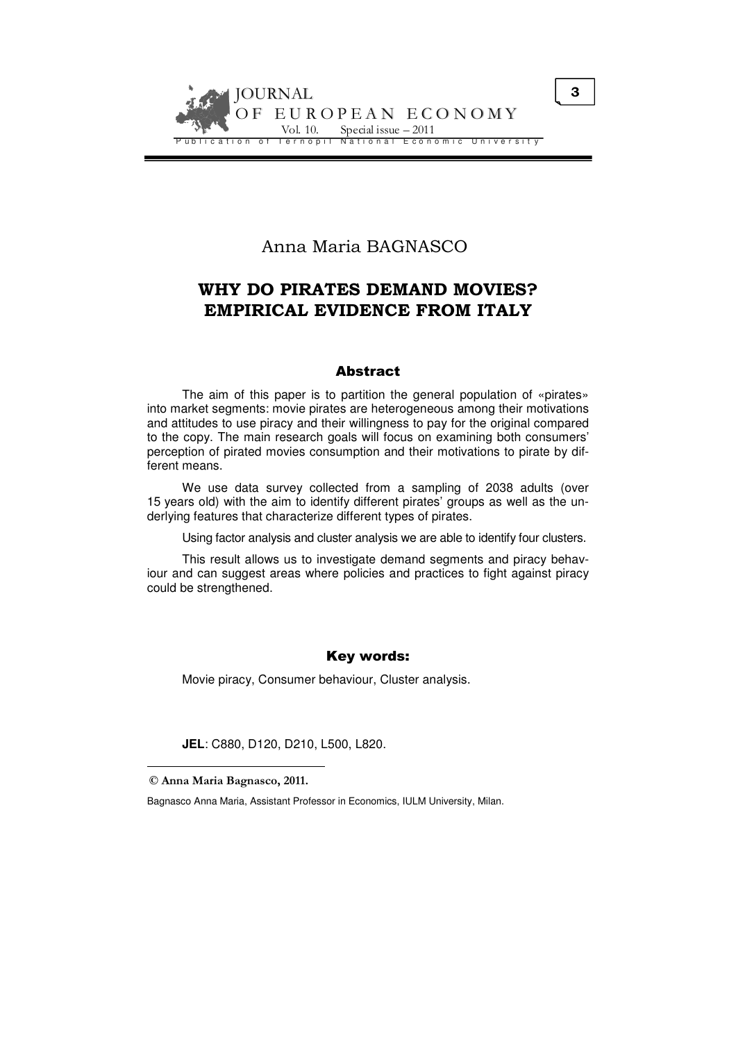Anna Maria BAGNASCO

# WHY DO PIRATES DEMAND MOVIES? EMPIRICAL EVIDENCE FROM ITALY

## Abstract

The aim of this paper is to partition the general population of «pirates» into market segments: movie pirates are heterogeneous among their motivations and attitudes to use piracy and their willingness to pay for the original compared to the copy. The main research goals will focus on examining both consumers' perception of pirated movies consumption and their motivations to pirate by different means.

We use data survey collected from a sampling of 2038 adults (over 15 years old) with the aim to identify different pirates' groups as well as the underlying features that characterize different types of pirates.

Using factor analysis and cluster analysis we are able to identify four clusters.

This result allows us to investigate demand segments and piracy behaviour and can suggest areas where policies and practices to fight against piracy could be strengthened.

## Key words:

Movie piracy, Consumer behaviour, Cluster analysis.

**JEL**: C880, D120, D210, L500, L820.

---

**© Anna Maria Bagnasco, 2011.**

Bagnasco Anna Maria, Assistant Professor in Economics, IULM University, Milan.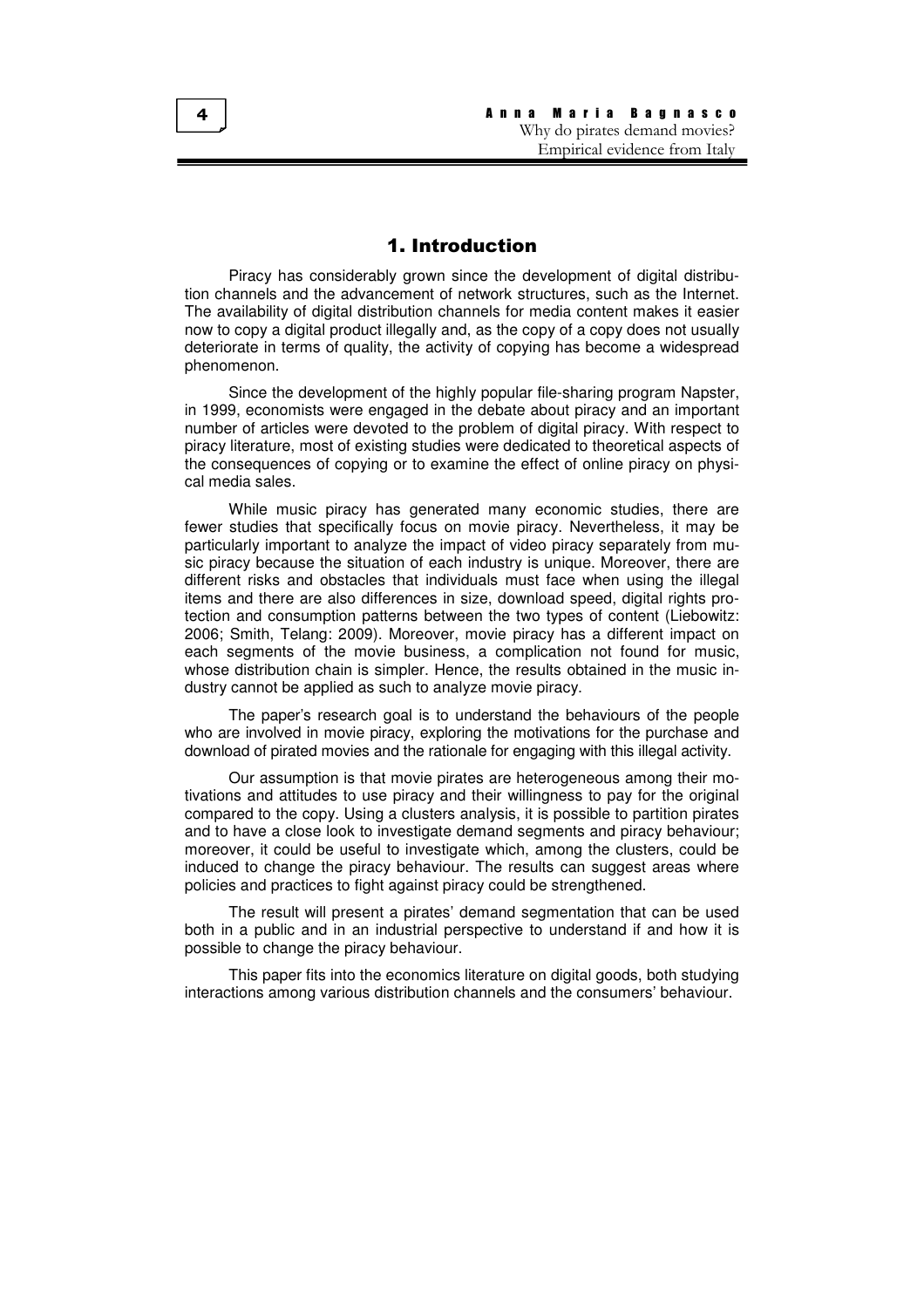# 1. Introduction

Piracy has considerably grown since the development of digital distribution channels and the advancement of network structures, such as the Internet. The availability of digital distribution channels for media content makes it easier now to copy a digital product illegally and, as the copy of a copy does not usually deteriorate in terms of quality, the activity of copying has become a widespread phenomenon.

Since the development of the highly popular file-sharing program Napster, in 1999, economists were engaged in the debate about piracy and an important number of articles were devoted to the problem of digital piracy. With respect to piracy literature, most of existing studies were dedicated to theoretical aspects of the consequences of copying or to examine the effect of online piracy on physical media sales.

While music piracy has generated many economic studies, there are fewer studies that specifically focus on movie piracy. Nevertheless, it may be particularly important to analyze the impact of video piracy separately from music piracy because the situation of each industry is unique. Moreover, there are different risks and obstacles that individuals must face when using the illegal items and there are also differences in size, download speed, digital rights protection and consumption patterns between the two types of content (Liebowitz: 2006; Smith, Telang: 2009). Moreover, movie piracy has a different impact on each segments of the movie business, a complication not found for music, whose distribution chain is simpler. Hence, the results obtained in the music industry cannot be applied as such to analyze movie piracy.

The paper's research goal is to understand the behaviours of the people who are involved in movie piracy, exploring the motivations for the purchase and download of pirated movies and the rationale for engaging with this illegal activity.

Our assumption is that movie pirates are heterogeneous among their motivations and attitudes to use piracy and their willingness to pay for the original compared to the copy. Using a clusters analysis, it is possible to partition pirates and to have a close look to investigate demand segments and piracy behaviour; moreover, it could be useful to investigate which, among the clusters, could be induced to change the piracy behaviour. The results can suggest areas where policies and practices to fight against piracy could be strengthened.

The result will present a pirates' demand segmentation that can be used both in a public and in an industrial perspective to understand if and how it is possible to change the piracy behaviour.

This paper fits into the economics literature on digital goods, both studying interactions among various distribution channels and the consumers' behaviour.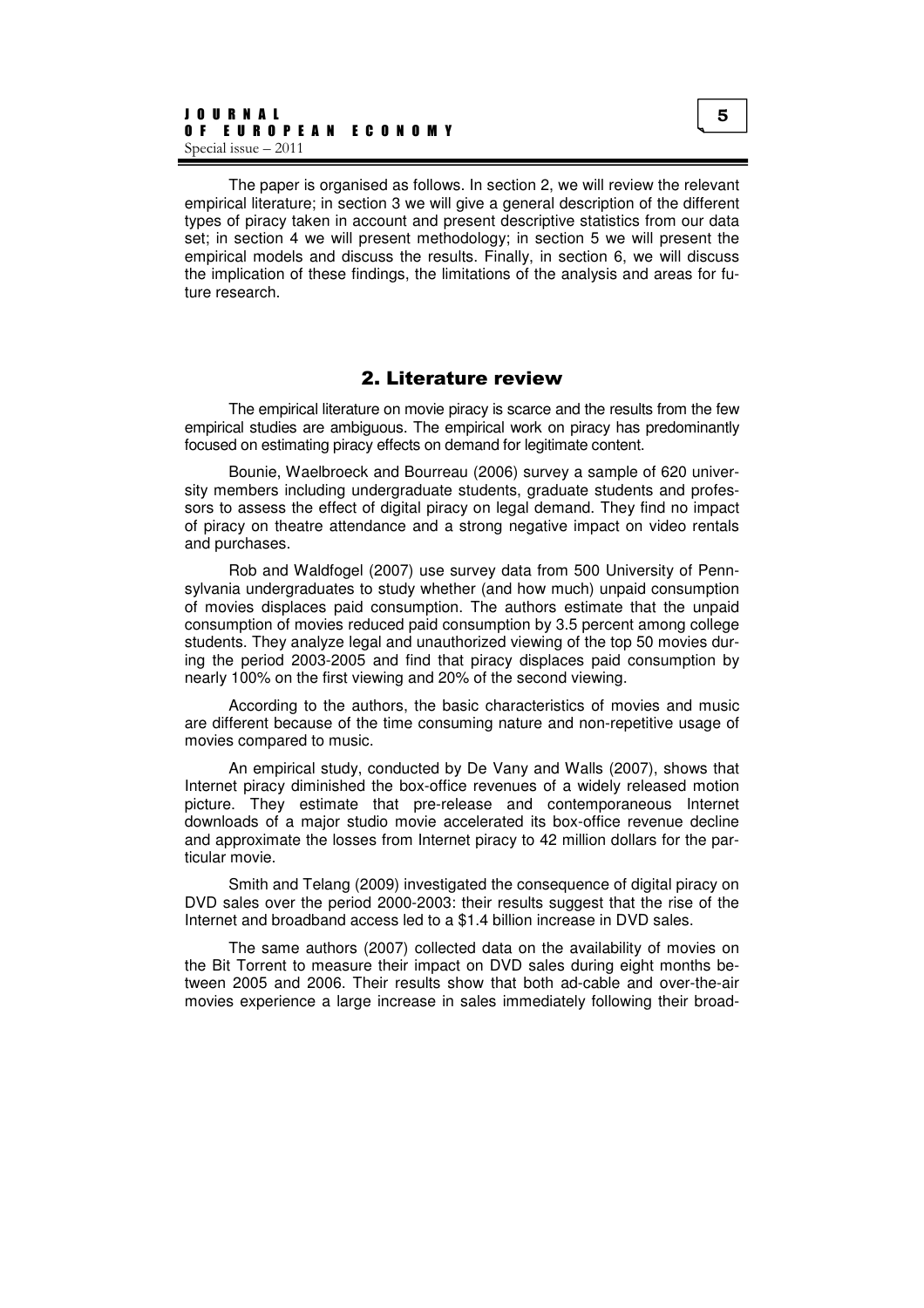The paper is organised as follows. In section 2, we will review the relevant empirical literature; in section 3 we will give a general description of the different types of piracy taken in account and present descriptive statistics from our data set; in section 4 we will present methodology; in section 5 we will present the empirical models and discuss the results. Finally, in section 6, we will discuss the implication of these findings, the limitations of the analysis and areas for future research.

## 2. Literature review

The empirical literature on movie piracy is scarce and the results from the few empirical studies are ambiguous. The empirical work on piracy has predominantly focused on estimating piracy effects on demand for legitimate content.

Bounie, Waelbroeck and Bourreau (2006) survey a sample of 620 university members including undergraduate students, graduate students and professors to assess the effect of digital piracy on legal demand. They find no impact of piracy on theatre attendance and a strong negative impact on video rentals and purchases.

Rob and Waldfogel (2007) use survey data from 500 University of Pennsylvania undergraduates to study whether (and how much) unpaid consumption of movies displaces paid consumption. The authors estimate that the unpaid consumption of movies reduced paid consumption by 3.5 percent among college students. They analyze legal and unauthorized viewing of the top 50 movies during the period 2003-2005 and find that piracy displaces paid consumption by nearly 100% on the first viewing and 20% of the second viewing.

According to the authors, the basic characteristics of movies and music are different because of the time consuming nature and non-repetitive usage of movies compared to music.

An empirical study, conducted by De Vany and Walls (2007), shows that Internet piracy diminished the box-office revenues of a widely released motion picture. They estimate that pre-release and contemporaneous Internet downloads of a major studio movie accelerated its box-office revenue decline and approximate the losses from Internet piracy to 42 million dollars for the particular movie.

Smith and Telang (2009) investigated the consequence of digital piracy on DVD sales over the period 2000-2003: their results suggest that the rise of the Internet and broadband access led to a $1.4 billion increase in DVD sales.

The same authors (2007) collected data on the availability of movies on the Bit Torrent to measure their impact on DVD sales during eight months between 2005 and 2006. Their results show that both ad-cable and over-the-air movies experience a large increase in sales immediately following their broad-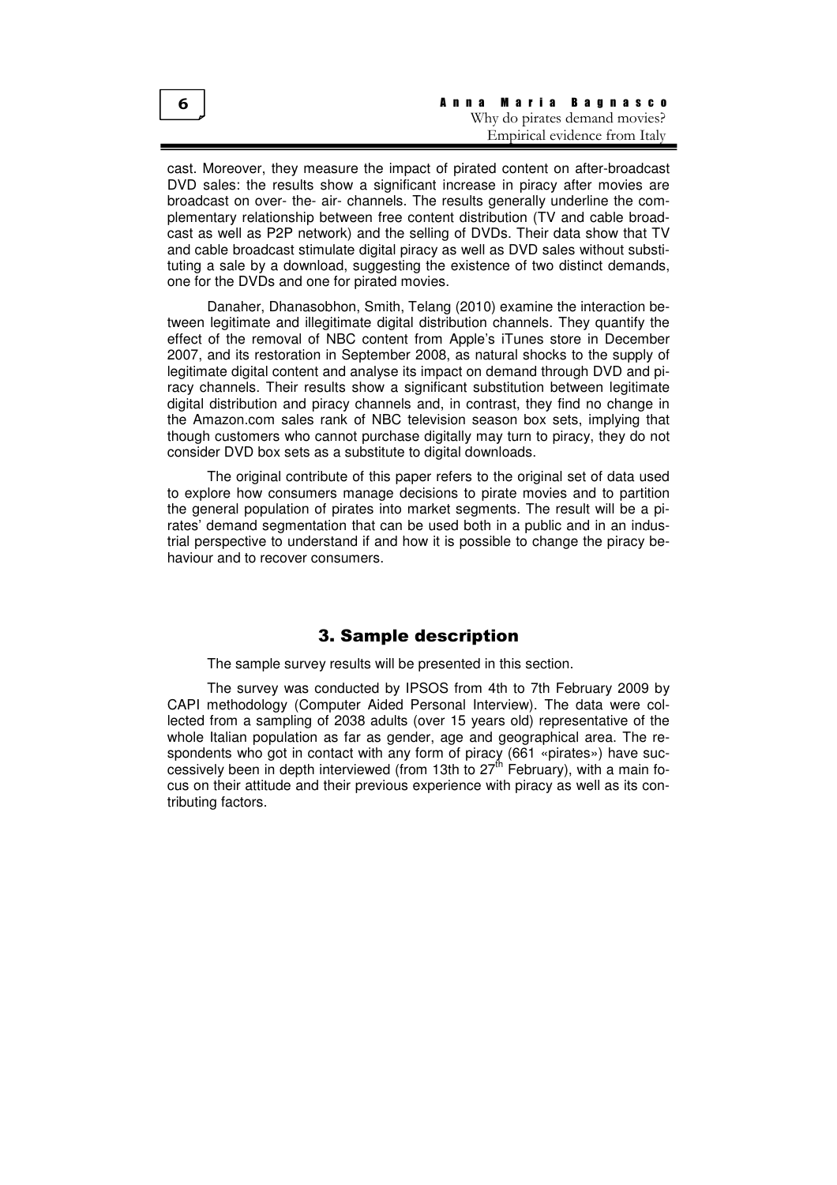cast. Moreover, they measure the impact of pirated content on after-broadcast DVD sales: the results show a significant increase in piracy after movies are broadcast on over- the- air- channels. The results generally underline the complementary relationship between free content distribution (TV and cable broadcast as well as P2P network) and the selling of DVDs. Their data show that TV and cable broadcast stimulate digital piracy as well as DVD sales without substituting a sale by a download, suggesting the existence of two distinct demands, one for the DVDs and one for pirated movies.

Danaher, Dhanasobhon, Smith, Telang (2010) examine the interaction between legitimate and illegitimate digital distribution channels. They quantify the effect of the removal of NBC content from Apple's iTunes store in December 2007, and its restoration in September 2008, as natural shocks to the supply of legitimate digital content and analyse its impact on demand through DVD and piracy channels. Their results show a significant substitution between legitimate digital distribution and piracy channels and, in contrast, they find no change in the Amazon.com sales rank of NBC television season box sets, implying that though customers who cannot purchase digitally may turn to piracy, they do not consider DVD box sets as a substitute to digital downloads.

The original contribute of this paper refers to the original set of data used to explore how consumers manage decisions to pirate movies and to partition the general population of pirates into market segments. The result will be a pirates' demand segmentation that can be used both in a public and in an industrial perspective to understand if and how it is possible to change the piracy behaviour and to recover consumers.

## 3. Sample description

The sample survey results will be presented in this section.

The survey was conducted by IPSOS from 4th to 7th February 2009 by CAPI methodology (Computer Aided Personal Interview). The data were collected from a sampling of 2038 adults (over 15 years old) representative of the whole Italian population as far as gender, age and geographical area. The respondents who got in contact with any form of piracy (661 «pirates») have successively been in depth interviewed (from 13th to 27th February), with a main focus on their attitude and their previous experience with piracy as well as its contributing factors.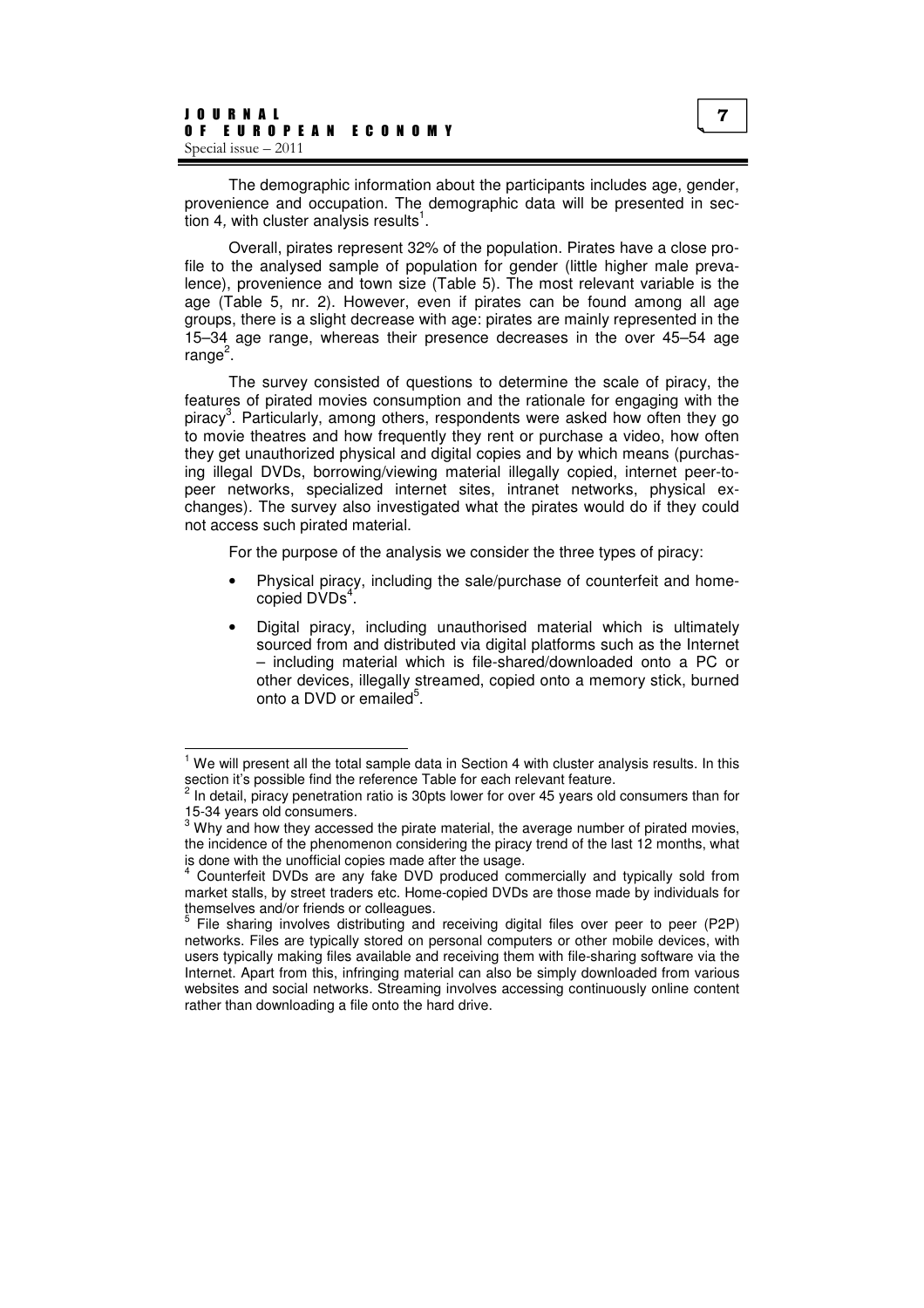The demographic information about the participants includes age, gender, provenience and occupation. The demographic data will be presented in section 4, with cluster analysis results[1].

Overall, pirates represent 32% of the population. Pirates have a close profile to the analysed sample of population for gender (little higher male prevalence), provenience and town size (Table 5). The most relevant variable is the age (Table 5, nr. 2). However, even if pirates can be found among all age groups, there is a slight decrease with age: pirates are mainly represented in the 15–34 age range, whereas their presence decreases in the over 45–54 age range[2].

The survey consisted of questions to determine the scale of piracy, the features of pirated movies consumption and the rationale for engaging with the piracy[3]. Particularly, among others, respondents were asked how often they go to movie theatres and how frequently they rent or purchase a video, how often they get unauthorized physical and digital copies and by which means (purchasing illegal DVDs, borrowing/viewing material illegally copied, internet peer-to-peer networks, specialized internet sites, intranet networks, physical exchanges). The survey also investigated what the pirates would do if they could not access such pirated material.

For the purpose of the analysis we consider the three types of piracy:

- Physical piracy, including the sale/purchase of counterfeit and home-copied DVDs[4].
- Digital piracy, including unauthorised material which is ultimately sourced from and distributed via digital platforms such as the Internet – including material which is file-shared/downloaded onto a PC or other devices, illegally streamed, copied onto a memory stick, burned onto a DVD or emailed[5].

---

[1] We will present all the total sample data in Section 4 with cluster analysis results. In this section it's possible find the reference Table for each relevant feature.

[2] In detail, piracy penetration ratio is 30pts lower for over 45 years old consumers than for 15-34 years old consumers.

[3] Why and how they accessed the pirate material, the average number of pirated movies, the incidence of the phenomenon considering the piracy trend of the last 12 months, what is done with the unofficial copies made after the usage.

[4] Counterfeit DVDs are any fake DVD produced commercially and typically sold from market stalls, by street traders etc. Home-copied DVDs are those made by individuals for themselves and/or friends or colleagues.

[5] File sharing involves distributing and receiving digital files over peer to peer (P2P) networks. Files are typically stored on personal computers or other mobile devices, with users typically making files available and receiving them with file-sharing software via the Internet. Apart from this, infringing material can also be simply downloaded from various websites and social networks. Streaming involves accessing continuously online content rather than downloading a file onto the hard drive.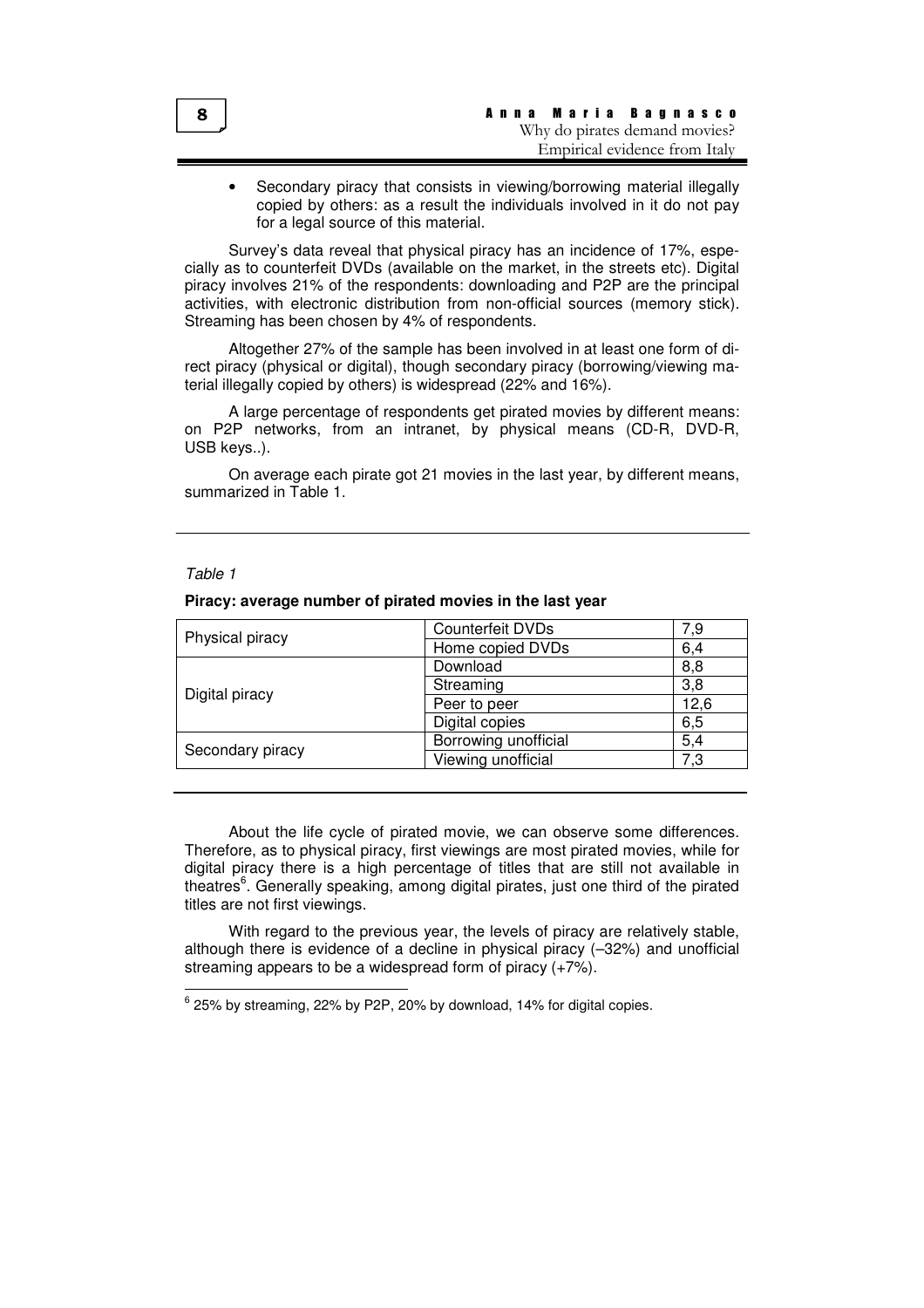- Secondary piracy that consists in viewing/borrowing material illegally copied by others: as a result the individuals involved in it do not pay for a legal source of this material.

Survey's data reveal that physical piracy has an incidence of 17%, especially as to counterfeit DVDs (available on the market, in the streets etc). Digital piracy involves 21% of the respondents: downloading and P2P are the principal activities, with electronic distribution from non-official sources (memory stick). Streaming has been chosen by 4% of respondents.

Altogether 27% of the sample has been involved in at least one form of direct piracy (physical or digital), though secondary piracy (borrowing/viewing material illegally copied by others) is widespread (22% and 16%).

A large percentage of respondents get pirated movies by different means: on P2P networks, from an intranet, by physical means (CD-R, DVD-R, USB keys..).

On average each pirate got 21 movies in the last year, by different means, summarized in Table 1.

*Table 1*

**Piracy: average number of pirated movies in the last year**

| | | |
|---|---|---|
| Physical piracy | Counterfeit DVDs | 7,9 |
| | Home copied DVDs | 6,4 |
| Digital piracy | Download | 8,8 |
| | Streaming | 3,8 |
| | Peer to peer | 12,6 |
| | Digital copies | 6,5 |
| Secondary piracy | Borrowing unofficial | 5,4 |
| | Viewing unofficial | 7,3 |

About the life cycle of pirated movie, we can observe some differences. Therefore, as to physical piracy, first viewings are most pirated movies, while for digital piracy there is a high percentage of titles that are still not available in theatres[6]. Generally speaking, among digital pirates, just one third of the pirated titles are not first viewings.

With regard to the previous year, the levels of piracy are relatively stable, although there is evidence of a decline in physical piracy (–32%) and unofficial streaming appears to be a widespread form of piracy (+7%).

[6] 25% by streaming, 22% by P2P, 20% by download, 14% for digital copies.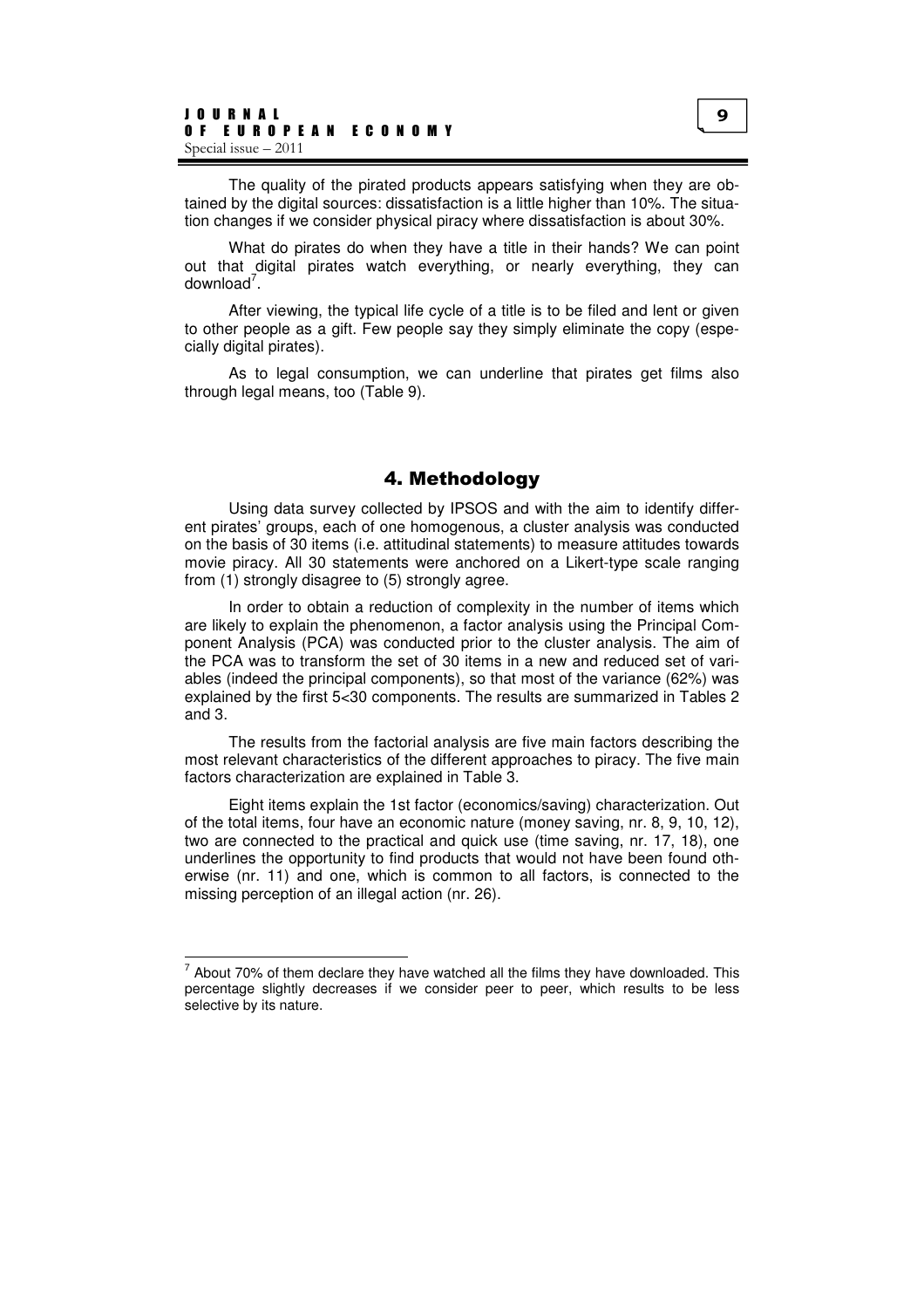The quality of the pirated products appears satisfying when they are obtained by the digital sources: dissatisfaction is a little higher than 10%. The situation changes if we consider physical piracy where dissatisfaction is about 30%.

What do pirates do when they have a title in their hands? We can point out that digital pirates watch everything, or nearly everything, they can download[7].

After viewing, the typical life cycle of a title is to be filed and lent or given to other people as a gift. Few people say they simply eliminate the copy (especially digital pirates).

As to legal consumption, we can underline that pirates get films also through legal means, too (Table 9).

## 4. Methodology

Using data survey collected by IPSOS and with the aim to identify different pirates' groups, each of one homogenous, a cluster analysis was conducted on the basis of 30 items (i.e. attitudinal statements) to measure attitudes towards movie piracy. All 30 statements were anchored on a Likert-type scale ranging from (1) strongly disagree to (5) strongly agree.

In order to obtain a reduction of complexity in the number of items which are likely to explain the phenomenon, a factor analysis using the Principal Component Analysis (PCA) was conducted prior to the cluster analysis. The aim of the PCA was to transform the set of 30 items in a new and reduced set of variables (indeed the principal components), so that most of the variance (62%) was explained by the first 5<30 components. The results are summarized in Tables 2 and 3.

The results from the factorial analysis are five main factors describing the most relevant characteristics of the different approaches to piracy. The five main factors characterization are explained in Table 3.

Eight items explain the 1st factor (economics/saving) characterization. Out of the total items, four have an economic nature (money saving, nr. 8, 9, 10, 12), two are connected to the practical and quick use (time saving, nr. 17, 18), one underlines the opportunity to find products that would not have been found otherwise (nr. 11) and one, which is common to all factors, is connected to the missing perception of an illegal action (nr. 26).

---

[7] About 70% of them declare they have watched all the films they have downloaded. This percentage slightly decreases if we consider peer to peer, which results to be less selective by its nature.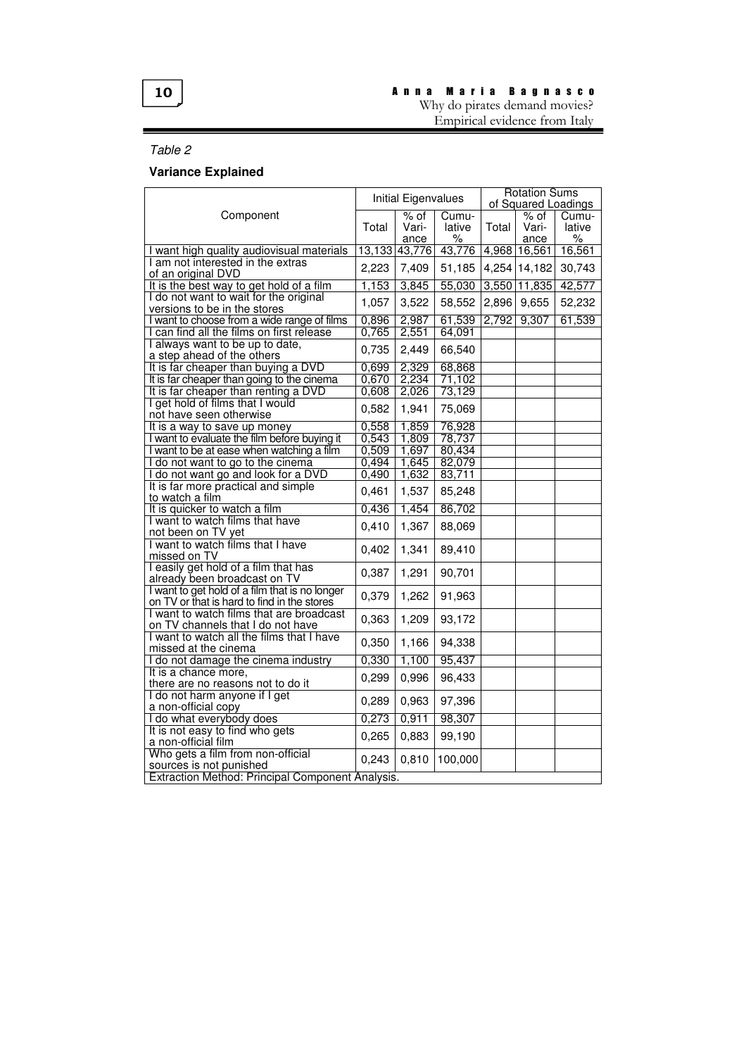*Table 2*

**Variance Explained**

| Component | Initial Eigenvalues | | | Rotation Sums of Squared Loadings | | |
|---|---|---|---|---|---|---|
| | Total | % of Variance | Cumulative % | Total | % of Variance | Cumulative % |
| I want high quality audiovisual materials | 13,133 | 43,776 | 43,776 | 4,968 | 16,561 | 16,561 |
| I am not interested in the extras of an original DVD | 2,223 | 7,409 | 51,185 | 4,254 | 14,182 | 30,743 |
| It is the best way to get hold of a film | 1,153 | 3,845 | 55,030 | 3,550 | 11,835 | 42,577 |
| I do not want to wait for the original versions to be in the stores | 1,057 | 3,522 | 58,552 | 2,896 | 9,655 | 52,232 |
| I want to choose from a wide range of films | 0,896 | 2,987 | 61,539 | 2,792 | 9,307 | 61,539 |
| I can find all the films on first release | 0,765 | 2,551 | 64,091 | | | |
| I always want to be up to date, a step ahead of the others | 0,735 | 2,449 | 66,540 | | | |
| It is far cheaper than buying a DVD | 0,699 | 2,329 | 68,868 | | | |
| It is far cheaper than going to the cinema | 0,670 | 2,234 | 71,102 | | | |
| It is far cheaper than renting a DVD | 0,608 | 2,026 | 73,129 | | | |
| I get hold of films that I would not have seen otherwise | 0,582 | 1,941 | 75,069 | | | |
| It is a way to save up money | 0,558 | 1,859 | 76,928 | | | |
| I want to evaluate the film before buying it | 0,543 | 1,809 | 78,737 | | | |
| I want to be at ease when watching a film | 0,509 | 1,697 | 80,434 | | | |
| I do not want to go to the cinema | 0,494 | 1,645 | 82,079 | | | |
| I do not want go and look for a DVD | 0,490 | 1,632 | 83,711 | | | |
| It is far more practical and simple to watch a film | 0,461 | 1,537 | 85,248 | | | |
| It is quicker to watch a film | 0,436 | 1,454 | 86,702 | | | |
| I want to watch films that have not been on TV yet | 0,410 | 1,367 | 88,069 | | | |
| I want to watch films that I have missed on TV | 0,402 | 1,341 | 89,410 | | | |
| I easily get hold of a film that has already been broadcast on TV | 0,387 | 1,291 | 90,701 | | | |
| I want to get hold of a film that is no longer on TV or that is hard to find in the stores | 0,379 | 1,262 | 91,963 | | | |
| I want to watch films that are broadcast on TV channels that I do not have | 0,363 | 1,209 | 93,172 | | | |
| I want to watch all the films that I have missed at the cinema | 0,350 | 1,166 | 94,338 | | | |
| I do not damage the cinema industry | 0,330 | 1,100 | 95,437 | | | |
| It is a chance more, there are no reasons not to do it | 0,299 | 0,996 | 96,433 | | | |
| I do not harm anyone if I get a non-official copy | 0,289 | 0,963 | 97,396 | | | |
| I do what everybody does | 0,273 | 0,911 | 98,307 | | | |
| It is not easy to find who gets a non-official film | 0,265 | 0,883 | 99,190 | | | |
| Who gets a film from non-official sources is not punished | 0,243 | 0,810 | 100,000 | | | |

Extraction Method: Principal Component Analysis.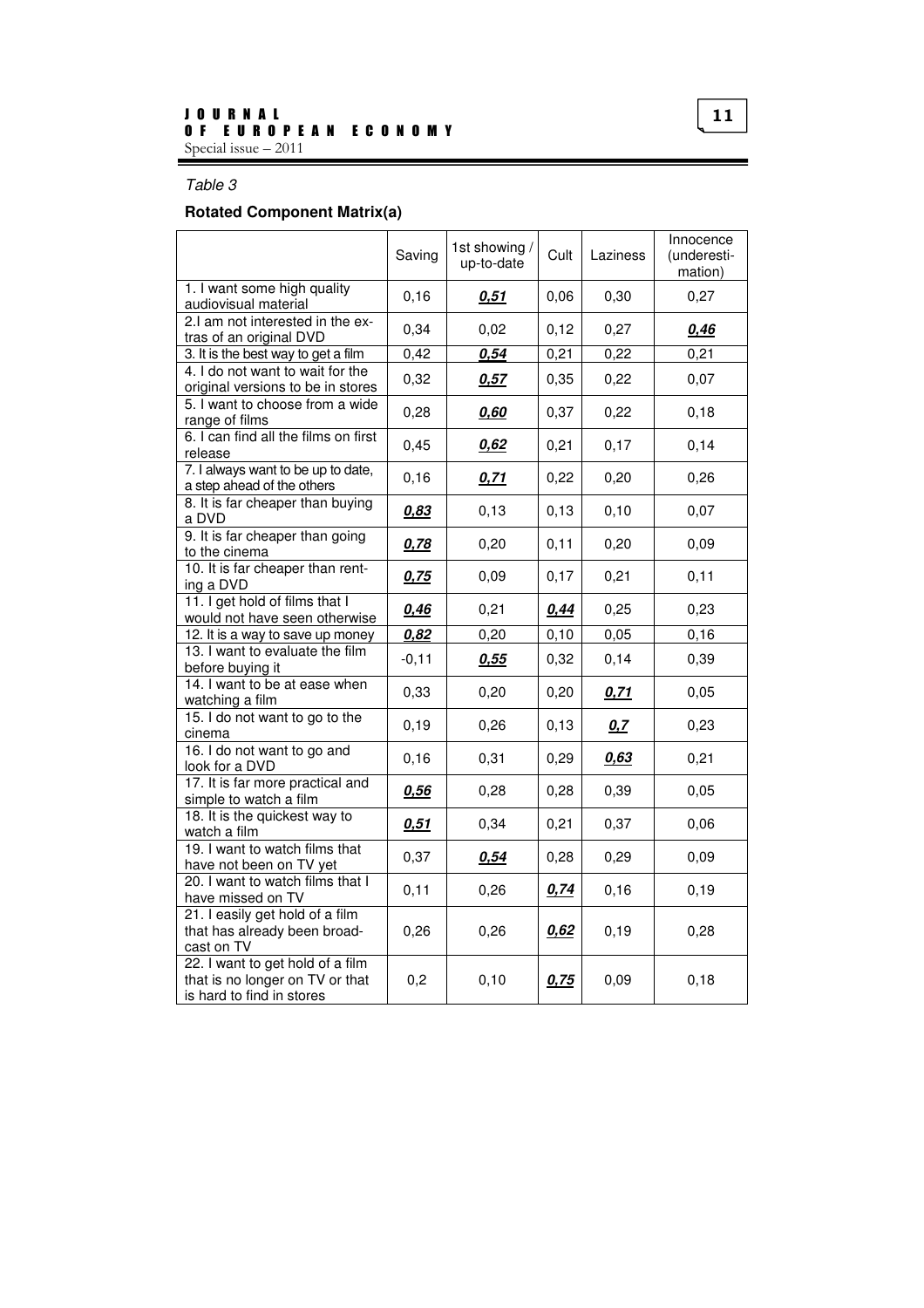*Table 3*

**Rotated Component Matrix(a)**

| | Saving | 1st showing / up-to-date | Cult | Laziness | Innocence (underestimation) |
|---|---|---|---|---|---|
| 1. I want some high quality audiovisual material | 0,16 | ***0,51*** | 0,06 | 0,30 | 0,27 |
| 2.I am not interested in the extras of an original DVD | 0,34 | 0,02 | 0,12 | 0,27 | ***0,46*** |
| 3. It is the best way to get a film | 0,42 | ***0,54*** | 0,21 | 0,22 | 0,21 |
| 4. I do not want to wait for the original versions to be in stores | 0,32 | ***0,57*** | 0,35 | 0,22 | 0,07 |
| 5. I want to choose from a wide range of films | 0,28 | ***0,60*** | 0,37 | 0,22 | 0,18 |
| 6. I can find all the films on first release | 0,45 | ***0,62*** | 0,21 | 0,17 | 0,14 |
| 7. I always want to be up to date, a step ahead of the others | 0,16 | ***0,71*** | 0,22 | 0,20 | 0,26 |
| 8. It is far cheaper than buying a DVD | ***0,83*** | 0,13 | 0,13 | 0,10 | 0,07 |
| 9. It is far cheaper than going to the cinema | ***0,78*** | 0,20 | 0,11 | 0,20 | 0,09 |
| 10. It is far cheaper than renting a DVD | ***0,75*** | 0,09 | 0,17 | 0,21 | 0,11 |
| 11. I get hold of films that I would not have seen otherwise | ***0,46*** | 0,21 | ***0,44*** | 0,25 | 0,23 |
| 12. It is a way to save up money | ***0,82*** | 0,20 | 0,10 | 0,05 | 0,16 |
| 13. I want to evaluate the film before buying it | -0,11 | ***0,55*** | 0,32 | 0,14 | 0,39 |
| 14. I want to be at ease when watching a film | 0,33 | 0,20 | 0,20 | ***0,71*** | 0,05 |
| 15. I do not want to go to the cinema | 0,19 | 0,26 | 0,13 | ***0,7*** | 0,23 |
| 16. I do not want to go and look for a DVD | 0,16 | 0,31 | 0,29 | ***0,63*** | 0,21 |
| 17. It is far more practical and simple to watch a film | ***0,56*** | 0,28 | 0,28 | 0,39 | 0,05 |
| 18. It is the quickest way to watch a film | ***0,51*** | 0,34 | 0,21 | 0,37 | 0,06 |
| 19. I want to watch films that have not been on TV yet | 0,37 | ***0,54*** | 0,28 | 0,29 | 0,09 |
| 20. I want to watch films that I have missed on TV | 0,11 | 0,26 | ***0,74*** | 0,16 | 0,19 |
| 21. I easily get hold of a film that has already been broadcast on TV | 0,26 | 0,26 | ***0,62*** | 0,19 | 0,28 |
| 22. I want to get hold of a film that is no longer on TV or that is hard to find in stores | 0,2 | 0,10 | ***0,75*** | 0,09 | 0,18 |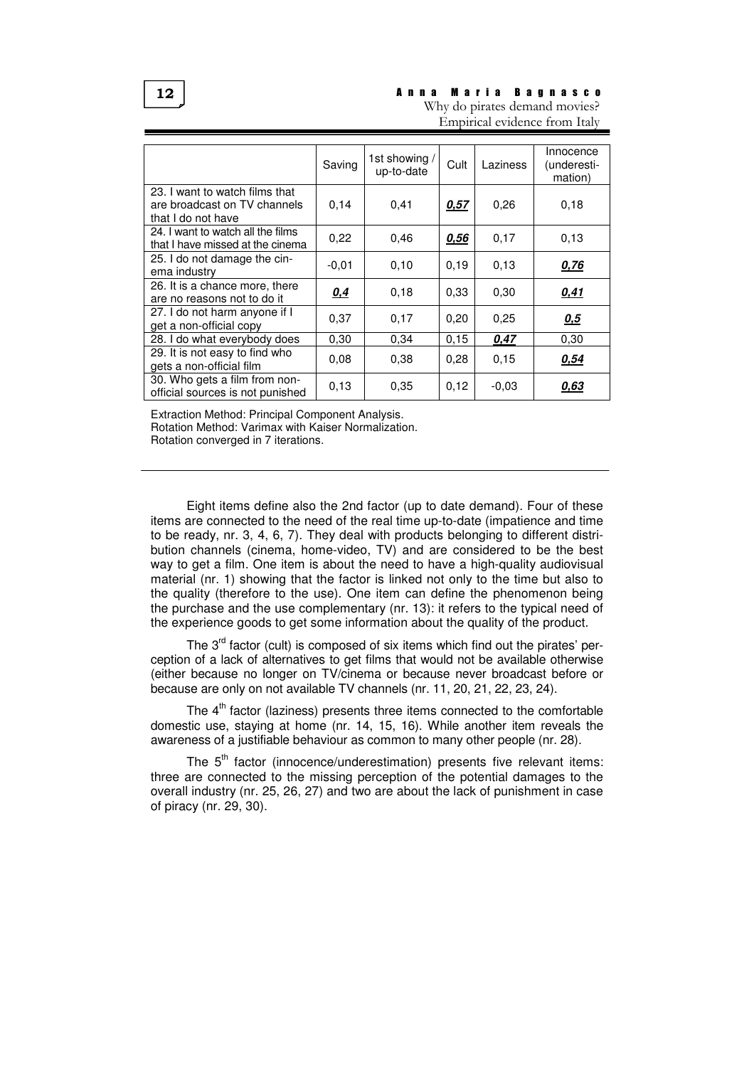| | Saving | 1st showing / up-to-date | Cult | Laziness | Innocence (underesti-mation) |
|---|---|---|---|---|---|
| 23. I want to watch films that are broadcast on TV channels that I do not have | 0,14 | 0,41 | ***0,57*** | 0,26 | 0,18 |
| 24. I want to watch all the films that I have missed at the cinema | 0,22 | 0,46 | ***0,56*** | 0,17 | 0,13 |
| 25. I do not damage the cinema industry | -0,01 | 0,10 | 0,19 | 0,13 | ***0,76*** |
| 26. It is a chance more, there are no reasons not to do it | ***0,4*** | 0,18 | 0,33 | 0,30 | ***0,41*** |
| 27. I do not harm anyone if I get a non-official copy | 0,37 | 0,17 | 0,20 | 0,25 | ***0,5*** |
| 28. I do what everybody does | 0,30 | 0,34 | 0,15 | ***0,47*** | 0,30 |
| 29. It is not easy to find who gets a non-official film | 0,08 | 0,38 | 0,28 | 0,15 | ***0,54*** |
| 30. Who gets a film from non-official sources is not punished | 0,13 | 0,35 | 0,12 | -0,03 | ***0,63*** |

Extraction Method: Principal Component Analysis.
Rotation Method: Varimax with Kaiser Normalization.
Rotation converged in 7 iterations.

Eight items define also the 2nd factor (up to date demand). Four of these items are connected to the need of the real time up-to-date (impatience and time to be ready, nr. 3, 4, 6, 7). They deal with products belonging to different distribution channels (cinema, home-video, TV) and are considered to be the best way to get a film. One item is about the need to have a high-quality audiovisual material (nr. 1) showing that the factor is linked not only to the time but also to the quality (therefore to the use). One item can define the phenomenon being the purchase and the use complementary (nr. 13): it refers to the typical need of the experience goods to get some information about the quality of the product.

The 3rd factor (cult) is composed of six items which find out the pirates' perception of a lack of alternatives to get films that would not be available otherwise (either because no longer on TV/cinema or because never broadcast before or because are only on not available TV channels (nr. 11, 20, 21, 22, 23, 24).

The 4th factor (laziness) presents three items connected to the comfortable domestic use, staying at home (nr. 14, 15, 16). While another item reveals the awareness of a justifiable behaviour as common to many other people (nr. 28).

The 5th factor (innocence/underestimation) presents five relevant items: three are connected to the missing perception of the potential damages to the overall industry (nr. 25, 26, 27) and two are about the lack of punishment in case of piracy (nr. 29, 30).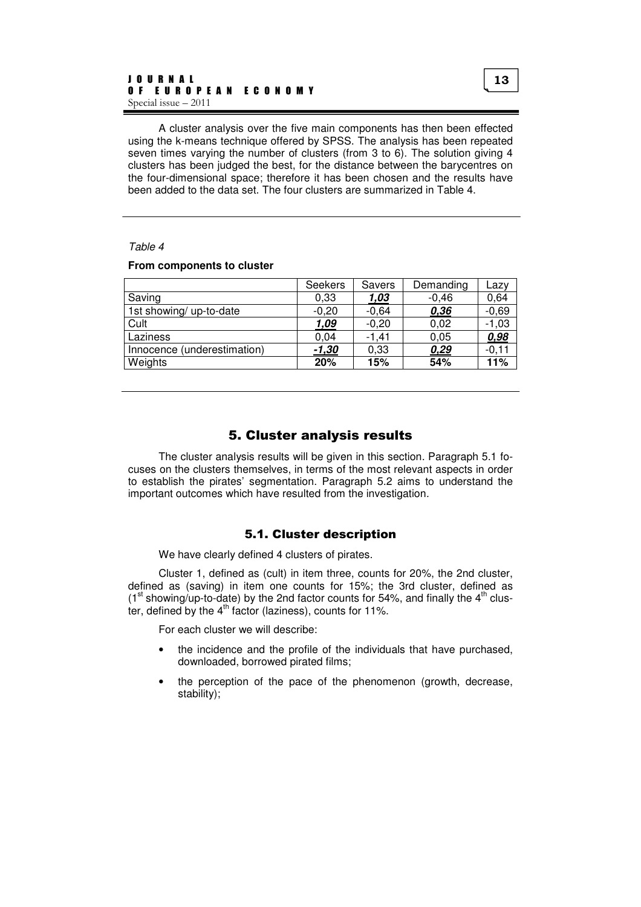A cluster analysis over the five main components has then been effected using the k-means technique offered by SPSS. The analysis has been repeated seven times varying the number of clusters (from 3 to 6). The solution giving 4 clusters has been judged the best, for the distance between the barycentres on the four-dimensional space; therefore it has been chosen and the results have been added to the data set. The four clusters are summarized in Table 4.

*Table 4*

**From components to cluster**

| | Seekers | Savers | Demanding | Lazy |
|---|---|---|---|---|
| Saving | 0,33 | ***1,03*** | -0,46 | 0,64 |
| 1st showing/ up-to-date | -0,20 | -0,64 | ***0,36*** | -0,69 |
| Cult | ***1,09*** | -0,20 | 0,02 | -1,03 |
| Laziness | 0,04 | -1,41 | 0,05 | ***0,98*** |
| Innocence (underestimation) | ***-1,30*** | 0,33 | ***0,29*** | -0,11 |
| Weights | **20%** | **15%** | **54%** | **11%** |

## 5. Cluster analysis results

The cluster analysis results will be given in this section. Paragraph 5.1 focuses on the clusters themselves, in terms of the most relevant aspects in order to establish the pirates' segmentation. Paragraph 5.2 aims to understand the important outcomes which have resulted from the investigation.

### 5.1. Cluster description

We have clearly defined 4 clusters of pirates.

Cluster 1, defined as (cult) in item three, counts for 20%, the 2nd cluster, defined as (saving) in item one counts for 15%; the 3rd cluster, defined as ($1^{st}$ showing/up-to-date) by the 2nd factor counts for 54%, and finally the $4^{th}$ cluster, defined by the $4^{th}$ factor (laziness), counts for 11%.

For each cluster we will describe:

- the incidence and the profile of the individuals that have purchased, downloaded, borrowed pirated films;
- the perception of the pace of the phenomenon (growth, decrease, stability);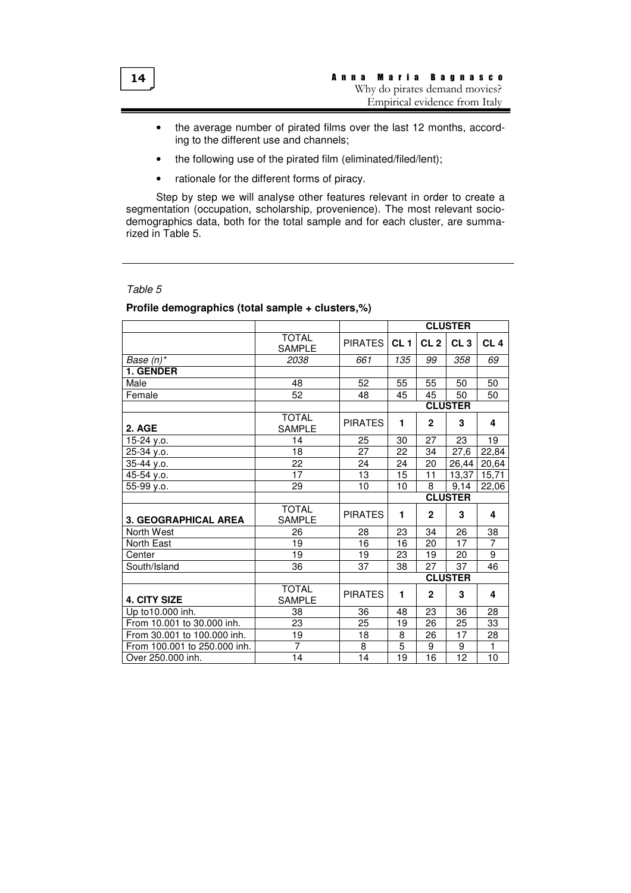- the average number of pirated films over the last 12 months, according to the different use and channels;
- the following use of the pirated film (eliminated/filed/lent);
- rationale for the different forms of piracy.

Step by step we will analyse other features relevant in order to create a segmentation (occupation, scholarship, provenience). The most relevant socio-demographics data, both for the total sample and for each cluster, are summarized in Table 5.

*Table 5*

**Profile demographics (total sample + clusters,%)**

| | | | **CLUSTER** | | | |
|---|---|---|---|---|---|---|
| | TOTAL SAMPLE | PIRATES | **CL 1** | **CL 2** | **CL 3** | **CL 4** |
| *Base (n)** | *2038* | *661* | *135* | *99* | *358* | *69* |
| **1. GENDER** | | | | | | |
| Male | 48 | 52 | 55 | 55 | 50 | 50 |
| Female | 52 | 48 | 45 | 45 | 50 | 50 |
| | | | **CLUSTER** | | | |
| **2. AGE** | TOTAL SAMPLE | PIRATES | **1** | **2** | **3** | **4** |
| 15-24 y.o. | 14 | 25 | 30 | 27 | 23 | 19 |
| 25-34 y.o. | 18 | 27 | 22 | 34 | 27,6 | 22,84 |
| 35-44 y.o. | 22 | 24 | 24 | 20 | 26,44 | 20,64 |
| 45-54 y.o. | 17 | 13 | 15 | 11 | 13,37 | 15,71 |
| 55-99 y.o. | 29 | 10 | 10 | 8 | 9,14 | 22,06 |
| | | | **CLUSTER** | | | |
| **3. GEOGRAPHICAL AREA** | TOTAL SAMPLE | PIRATES | **1** | **2** | **3** | **4** |
| North West | 26 | 28 | 23 | 34 | 26 | 38 |
| North East | 19 | 16 | 16 | 20 | 17 | 7 |
| Center | 19 | 19 | 23 | 19 | 20 | 9 |
| South/Island | 36 | 37 | 38 | 27 | 37 | 46 |
| | | | **CLUSTER** | | | |
| **4. CITY SIZE** | TOTAL SAMPLE | PIRATES | **1** | **2** | **3** | **4** |
| Up to10.000 inh. | 38 | 36 | 48 | 23 | 36 | 28 |
| From 10.001 to 30.000 inh. | 23 | 25 | 19 | 26 | 25 | 33 |
| From 30.001 to 100.000 inh. | 19 | 18 | 8 | 26 | 17 | 28 |
| From 100.001 to 250.000 inh. | 7 | 8 | 5 | 9 | 9 | 1 |
| Over 250.000 inh. | 14 | 14 | 19 | 16 | 12 | 10 |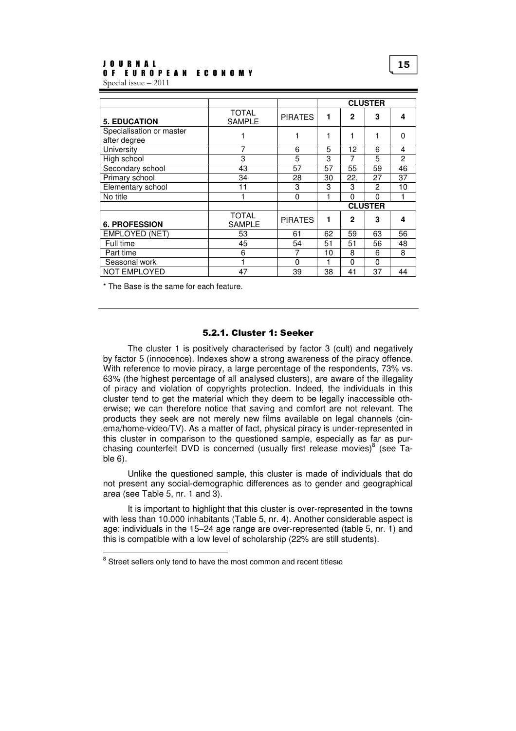| | | | CLUSTER | | | |
|---|---|---|---|---|---|---|
| **5. EDUCATION** | TOTAL SAMPLE | PIRATES | **1** | **2** | **3** | **4** |
| Specialisation or master after degree | 1 | 1 | 1 | 1 | 1 | 0 |
| University | 7 | 6 | 5 | 12 | 6 | 4 |
| High school | 3 | 5 | 3 | 7 | 5 | 2 |
| Secondary school | 43 | 57 | 57 | 55 | 59 | 46 |
| Primary school | 34 | 28 | 30 | 22, | 27 | 37 |
| Elementary school | 11 | 3 | 3 | 3 | 2 | 10 |
| No title | 1 | 0 | 1 | 0 | 0 | 1 |
| | | | **CLUSTER** | | | |
| **6. PROFESSION** | TOTAL SAMPLE | PIRATES | **1** | **2** | **3** | **4** |
| EMPLOYED (NET) | 53 | 61 | 62 | 59 | 63 | 56 |
| Full time | 45 | 54 | 51 | 51 | 56 | 48 |
| Part time | 6 | 7 | 10 | 8 | 6 | 8 |
| Seasonal work | 1 | 0 | 1 | 0 | 0 | |
| NOT EMPLOYED | 47 | 39 | 38 | 41 | 37 | 44 |

* The Base is the same for each feature.

### 5.2.1. Cluster 1: Seeker

The cluster 1 is positively characterised by factor 3 (cult) and negatively by factor 5 (innocence). Indexes show a strong awareness of the piracy offence. With reference to movie piracy, a large percentage of the respondents, 73% vs. 63% (the highest percentage of all analysed clusters), are aware of the illegality of piracy and violation of copyrights protection. Indeed, the individuals in this cluster tend to get the material which they deem to be legally inaccessible otherwise; we can therefore notice that saving and comfort are not relevant. The products they seek are not merely new films available on legal channels (cinema/home-video/TV). As a matter of fact, physical piracy is under-represented in this cluster in comparison to the questioned sample, especially as far as purchasing counterfeit DVD is concerned (usually first release movies)[8] (see Table 6).

Unlike the questioned sample, this cluster is made of individuals that do not present any social-demographic differences as to gender and geographical area (see Table 5, nr. 1 and 3).

It is important to highlight that this cluster is over-represented in the towns with less than 10.000 inhabitants (Table 5, nr. 4). Another considerable aspect is age: individuals in the 15–24 age range are over-represented (table 5, nr. 1) and this is compatible with a low level of scholarship (22% are still students).

---

[8] Street sellers only tend to have the most common and recent titlesю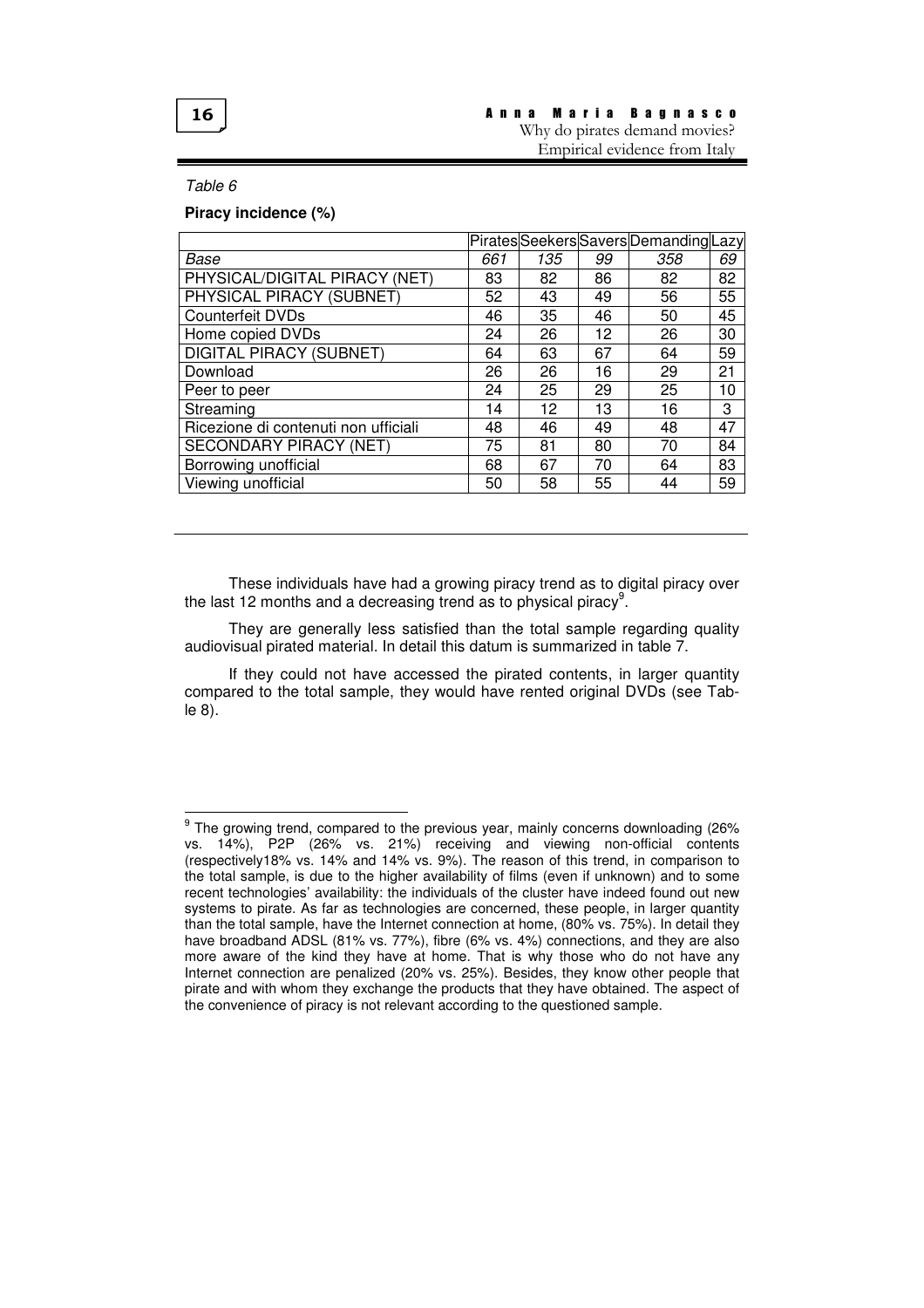*Table 6*

**Piracy incidence (%)**

| | Pirates | Seekers | Savers | Demanding | Lazy |
|---|---|---|---|---|---|
| *Base* | *661* | *135* | *99* | *358* | *69* |
| PHYSICAL/DIGITAL PIRACY (NET) | 83 | 82 | 86 | 82 | 82 |
| PHYSICAL PIRACY (SUBNET) | 52 | 43 | 49 | 56 | 55 |
| Counterfeit DVDs | 46 | 35 | 46 | 50 | 45 |
| Home copied DVDs | 24 | 26 | 12 | 26 | 30 |
| DIGITAL PIRACY (SUBNET) | 64 | 63 | 67 | 64 | 59 |
| Download | 26 | 26 | 16 | 29 | 21 |
| Peer to peer | 24 | 25 | 29 | 25 | 10 |
| Streaming | 14 | 12 | 13 | 16 | 3 |
| Ricezione di contenuti non ufficiali | 48 | 46 | 49 | 48 | 47 |
| SECONDARY PIRACY (NET) | 75 | 81 | 80 | 70 | 84 |
| Borrowing unofficial | 68 | 67 | 70 | 64 | 83 |
| Viewing unofficial | 50 | 58 | 55 | 44 | 59 |

These individuals have had a growing piracy trend as to digital piracy over the last 12 months and a decreasing trend as to physical piracy[9].

They are generally less satisfied than the total sample regarding quality audiovisual pirated material. In detail this datum is summarized in table 7.

If they could not have accessed the pirated contents, in larger quantity compared to the total sample, they would have rented original DVDs (see Table 8).

---

[9] The growing trend, compared to the previous year, mainly concerns downloading (26% vs. 14%), P2P (26% vs. 21%) receiving and viewing non-official contents (respectively18% vs. 14% and 14% vs. 9%). The reason of this trend, in comparison to the total sample, is due to the higher availability of films (even if unknown) and to some recent technologies' availability: the individuals of the cluster have indeed found out new systems to pirate. As far as technologies are concerned, these people, in larger quantity than the total sample, have the Internet connection at home, (80% vs. 75%). In detail they have broadband ADSL (81% vs. 77%), fibre (6% vs. 4%) connections, and they are also more aware of the kind they have at home. That is why those who do not have any Internet connection are penalized (20% vs. 25%). Besides, they know other people that pirate and with whom they exchange the products that they have obtained. The aspect of the convenience of piracy is not relevant according to the questioned sample.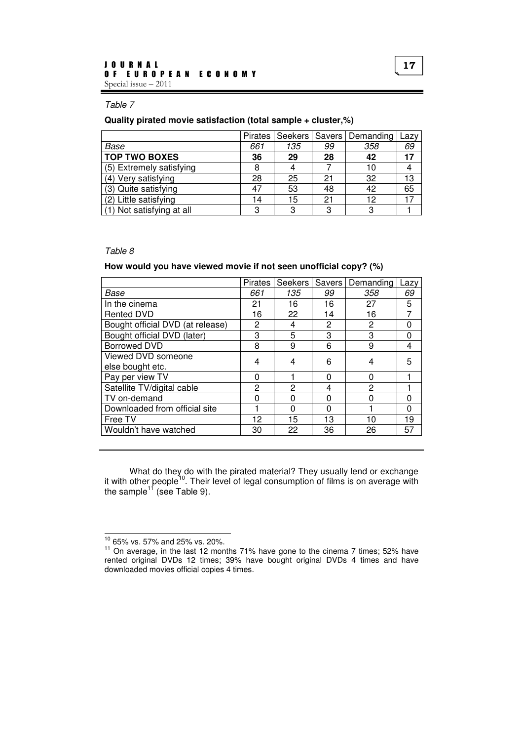*Table 7*

**Quality pirated movie satisfaction (total sample + cluster,%)**

| | Pirates | Seekers | Savers | Demanding | Lazy |
|---|---|---|---|---|---|
| *Base* | *661* | *135* | *99* | *358* | *69* |
| **TOP TWO BOXES** | **36** | **29** | **28** | **42** | **17** |
| (5) Extremely satisfying | 8 | 4 | 7 | 10 | 4 |
| (4) Very satisfying | 28 | 25 | 21 | 32 | 13 |
| (3) Quite satisfying | 47 | 53 | 48 | 42 | 65 |
| (2) Little satisfying | 14 | 15 | 21 | 12 | 17 |
| (1) Not satisfying at all | 3 | 3 | 3 | 3 | 1 |

*Table 8*

**How would you have viewed movie if not seen unofficial copy? (%)**

| | Pirates | Seekers | Savers | Demanding | Lazy |
|---|---|---|---|---|---|
| *Base* | *661* | *135* | *99* | *358* | *69* |
| In the cinema | 21 | 16 | 16 | 27 | 5 |
| Rented DVD | 16 | 22 | 14 | 16 | 7 |
| Bought official DVD (at release) | 2 | 4 | 2 | 2 | 0 |
| Bought official DVD (later) | 3 | 5 | 3 | 3 | 0 |
| Borrowed DVD | 8 | 9 | 6 | 9 | 4 |
| Viewed DVD someone else bought etc. | 4 | 4 | 6 | 4 | 5 |
| Pay per view TV | 0 | 1 | 0 | 0 | 1 |
| Satellite TV/digital cable | 2 | 2 | 4 | 2 | 1 |
| TV on-demand | 0 | 0 | 0 | 0 | 0 |
| Downloaded from official site | 1 | 0 | 0 | 1 | 0 |
| Free TV | 12 | 15 | 13 | 10 | 19 |
| Wouldn't have watched | 30 | 22 | 36 | 26 | 57 |

What do they do with the pirated material? They usually lend or exchange it with other people[10]. Their level of legal consumption of films is on average with the sample[11] (see Table 9).

[10] 65% vs. 57% and 25% vs. 20%.

[11] On average, in the last 12 months 71% have gone to the cinema 7 times; 52% have rented original DVDs 12 times; 39% have bought original DVDs 4 times and have downloaded movies official copies 4 times.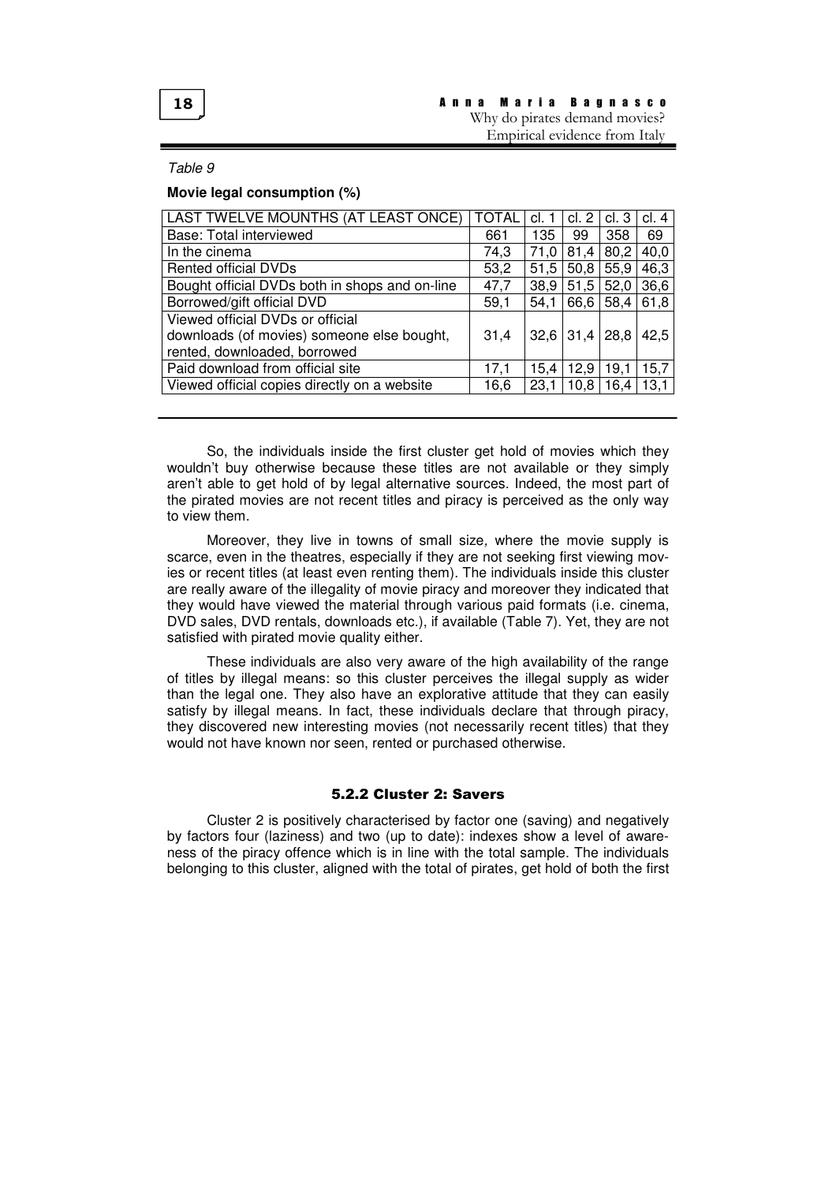*Table 9*

**Movie legal consumption (%)**

| LAST TWELVE MOUNTHS (AT LEAST ONCE) | TOTAL | cl. 1 | cl. 2 | cl. 3 | cl. 4 |
|---|---|---|---|---|---|
| Base: Total interviewed | 661 | 135 | 99 | 358 | 69 |
| In the cinema | 74,3 | 71,0 | 81,4 | 80,2 | 40,0 |
| Rented official DVDs | 53,2 | 51,5 | 50,8 | 55,9 | 46,3 |
| Bought official DVDs both in shops and on-line | 47,7 | 38,9 | 51,5 | 52,0 | 36,6 |
| Borrowed/gift official DVD | 59,1 | 54,1 | 66,6 | 58,4 | 61,8 |
| Viewed official DVDs or official downloads (of movies) someone else bought, rented, downloaded, borrowed | 31,4 | 32,6 | 31,4 | 28,8 | 42,5 |
| Paid download from official site | 17,1 | 15,4 | 12,9 | 19,1 | 15,7 |
| Viewed official copies directly on a website | 16,6 | 23,1 | 10,8 | 16,4 | 13,1 |

So, the individuals inside the first cluster get hold of movies which they wouldn't buy otherwise because these titles are not available or they simply aren't able to get hold of by legal alternative sources. Indeed, the most part of the pirated movies are not recent titles and piracy is perceived as the only way to view them.

Moreover, they live in towns of small size*,* where the movie supply is scarce, even in the theatres, especially if they are not seeking first viewing movies or recent titles (at least even renting them). The individuals inside this cluster are really aware of the illegality of movie piracy and moreover they indicated that they would have viewed the material through various paid formats (i.e. cinema, DVD sales, DVD rentals, downloads etc.), if available (Table 7). Yet, they are not satisfied with pirated movie quality either.

These individuals are also very aware of the high availability of the range of titles by illegal means: so this cluster perceives the illegal supply as wider than the legal one. They also have an explorative attitude that they can easily satisfy by illegal means. In fact, these individuals declare that through piracy, they discovered new interesting movies (not necessarily recent titles) that they would not have known nor seen, rented or purchased otherwise.

### 5.2.2 Cluster 2: Savers

Cluster 2 is positively characterised by factor one (saving) and negatively by factors four (laziness) and two (up to date): indexes show a level of awareness of the piracy offence which is in line with the total sample. The individuals belonging to this cluster, aligned with the total of pirates, get hold of both the first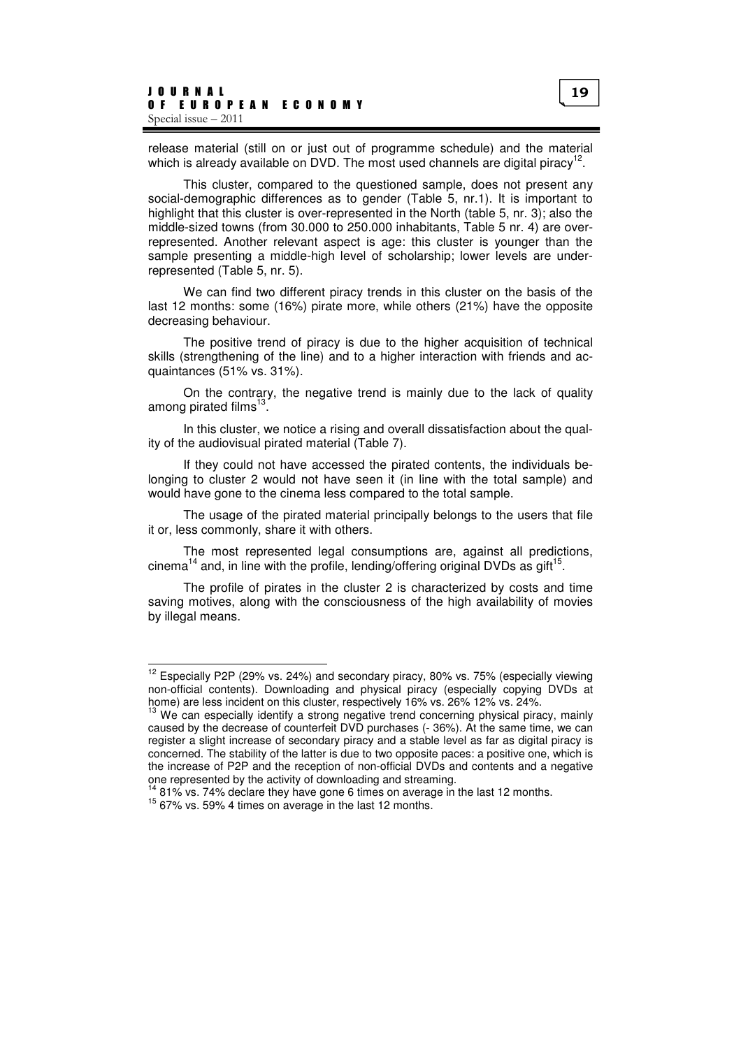release material (still on or just out of programme schedule) and the material which is already available on DVD. The most used channels are digital piracy[12].

This cluster, compared to the questioned sample, does not present any social-demographic differences as to gender (Table 5, nr.1). It is important to highlight that this cluster is over-represented in the North (table 5, nr. 3); also the middle-sized towns (from 30.000 to 250.000 inhabitants, Table 5 nr. 4) are over-represented. Another relevant aspect is age: this cluster is younger than the sample presenting a middle-high level of scholarship; lower levels are under-represented (Table 5, nr. 5).

We can find two different piracy trends in this cluster on the basis of the last 12 months: some (16%) pirate more, while others (21%) have the opposite decreasing behaviour.

The positive trend of piracy is due to the higher acquisition of technical skills (strengthening of the line) and to a higher interaction with friends and acquaintances (51% vs. 31%).

On the contrary, the negative trend is mainly due to the lack of quality among pirated films[13].

In this cluster, we notice a rising and overall dissatisfaction about the quality of the audiovisual pirated material (Table 7).

If they could not have accessed the pirated contents, the individuals belonging to cluster 2 would not have seen it (in line with the total sample) and would have gone to the cinema less compared to the total sample.

The usage of the pirated material principally belongs to the users that file it or, less commonly, share it with others.

The most represented legal consumptions are, against all predictions, cinema[14] and, in line with the profile, lending/offering original DVDs as gift[15].

The profile of pirates in the cluster 2 is characterized by costs and time saving motives, along with the consciousness of the high availability of movies by illegal means.

---

[12] Especially P2P (29% vs. 24%) and secondary piracy, 80% vs. 75% (especially viewing non-official contents). Downloading and physical piracy (especially copying DVDs at home) are less incident on this cluster, respectively 16% vs. 26% 12% vs. 24%.

[13] We can especially identify a strong negative trend concerning physical piracy, mainly caused by the decrease of counterfeit DVD purchases (- 36%). At the same time, we can register a slight increase of secondary piracy and a stable level as far as digital piracy is concerned. The stability of the latter is due to two opposite paces: a positive one, which is the increase of P2P and the reception of non-official DVDs and contents and a negative one represented by the activity of downloading and streaming.

[14] 81% vs. 74% declare they have gone 6 times on average in the last 12 months.

[15] 67% vs. 59% 4 times on average in the last 12 months.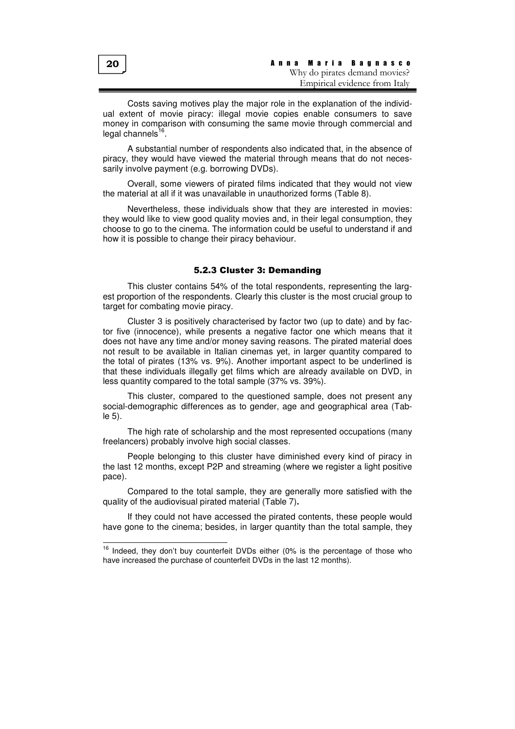Costs saving motives play the major role in the explanation of the individual extent of movie piracy: illegal movie copies enable consumers to save money in comparison with consuming the same movie through commercial and legal channels[16].

A substantial number of respondents also indicated that, in the absence of piracy, they would have viewed the material through means that do not necessarily involve payment (e.g. borrowing DVDs).

Overall, some viewers of pirated films indicated that they would not view the material at all if it was unavailable in unauthorized forms (Table 8).

Nevertheless, these individuals show that they are interested in movies: they would like to view good quality movies and, in their legal consumption, they choose to go to the cinema. The information could be useful to understand if and how it is possible to change their piracy behaviour.

### 5.2.3 Cluster 3: Demanding

This cluster contains 54% of the total respondents, representing the largest proportion of the respondents. Clearly this cluster is the most crucial group to target for combating movie piracy.

Cluster 3 is positively characterised by factor two (up to date) and by factor five (innocence), while presents a negative factor one which means that it does not have any time and/or money saving reasons. The pirated material does not result to be available in Italian cinemas yet, in larger quantity compared to the total of pirates (13% vs. 9%). Another important aspect to be underlined is that these individuals illegally get films which are already available on DVD, in less quantity compared to the total sample (37% vs. 39%).

This cluster, compared to the questioned sample, does not present any social-demographic differences as to gender, age and geographical area (Table 5).

The high rate of scholarship and the most represented occupations (many freelancers) probably involve high social classes.

People belonging to this cluster have diminished every kind of piracy in the last 12 months, except P2P and streaming (where we register a light positive pace).

Compared to the total sample, they are generally more satisfied with the quality of the audiovisual pirated material (Table 7).

If they could not have accessed the pirated contents, these people would have gone to the cinema; besides, in larger quantity than the total sample, they

---

[16] Indeed, they don't buy counterfeit DVDs either (0% is the percentage of those who have increased the purchase of counterfeit DVDs in the last 12 months).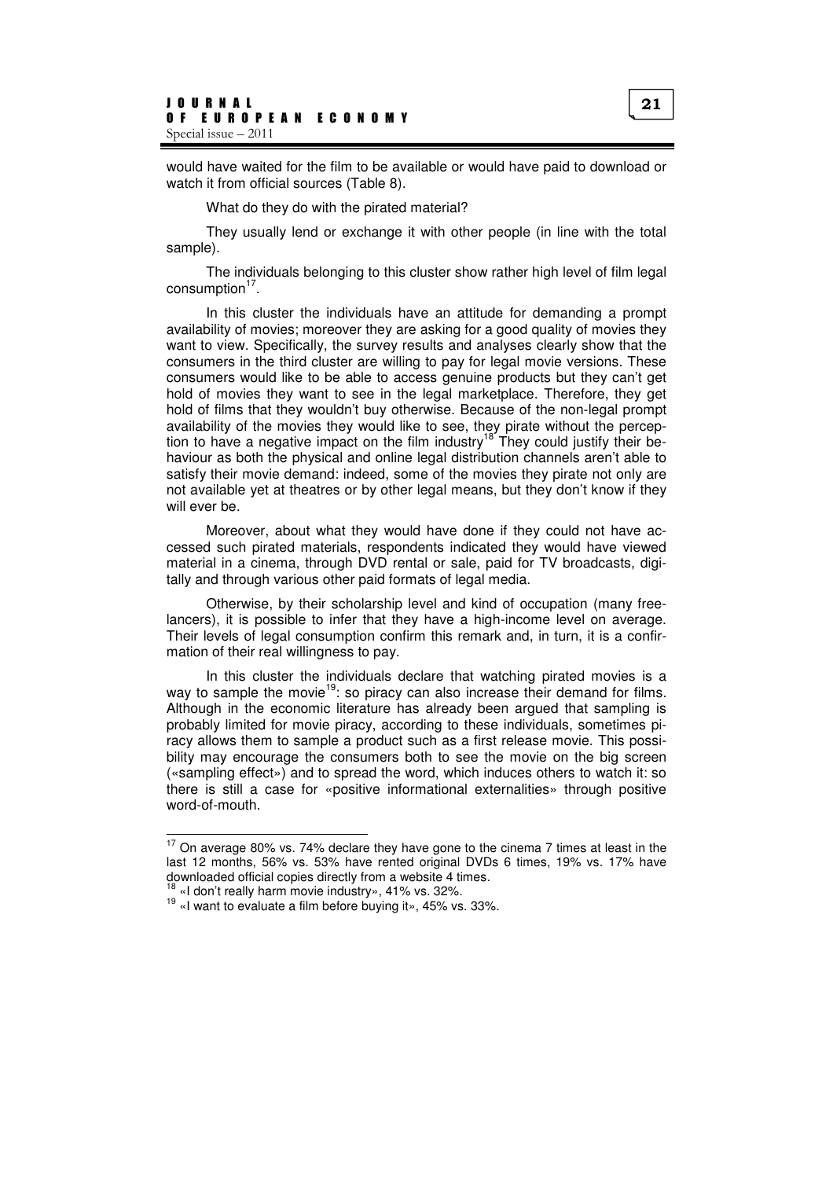would have waited for the film to be available or would have paid to download or watch it from official sources (Table 8).

What do they do with the pirated material?

They usually lend or exchange it with other people (in line with the total sample).

The individuals belonging to this cluster show rather high level of film legal consumption[17].

In this cluster the individuals have an attitude for demanding a prompt availability of movies; moreover they are asking for a good quality of movies they want to view. Specifically, the survey results and analyses clearly show that the consumers in the third cluster are willing to pay for legal movie versions. These consumers would like to be able to access genuine products but they can't get hold of movies they want to see in the legal marketplace. Therefore, they get hold of films that they wouldn't buy otherwise. Because of the non-legal prompt availability of the movies they would like to see, they pirate without the perception to have a negative impact on the film industry[18] They could justify their behaviour as both the physical and online legal distribution channels aren't able to satisfy their movie demand: indeed, some of the movies they pirate not only are not available yet at theatres or by other legal means, but they don't know if they will ever be.

Moreover, about what they would have done if they could not have accessed such pirated materials, respondents indicated they would have viewed material in a cinema, through DVD rental or sale, paid for TV broadcasts, digitally and through various other paid formats of legal media.

Otherwise, by their scholarship level and kind of occupation (many freelancers), it is possible to infer that they have a high-income level on average. Their levels of legal consumption confirm this remark and, in turn, it is a confirmation of their real willingness to pay.

In this cluster the individuals declare that watching pirated movies is a way to sample the movie[19]: so piracy can also increase their demand for films. Although in the economic literature has already been argued that sampling is probably limited for movie piracy, according to these individuals, sometimes piracy allows them to sample a product such as a first release movie. This possibility may encourage the consumers both to see the movie on the big screen («sampling effect») and to spread the word, which induces others to watch it: so there is still a case for «positive informational externalities» through positive word-of-mouth.

---

[17] On average 80% vs. 74% declare they have gone to the cinema 7 times at least in the last 12 months, 56% vs. 53% have rented original DVDs 6 times, 19% vs. 17% have downloaded official copies directly from a website 4 times.

[18] «I don't really harm movie industry», 41% vs. 32%.

[19] «I want to evaluate a film before buying it», 45% vs. 33%.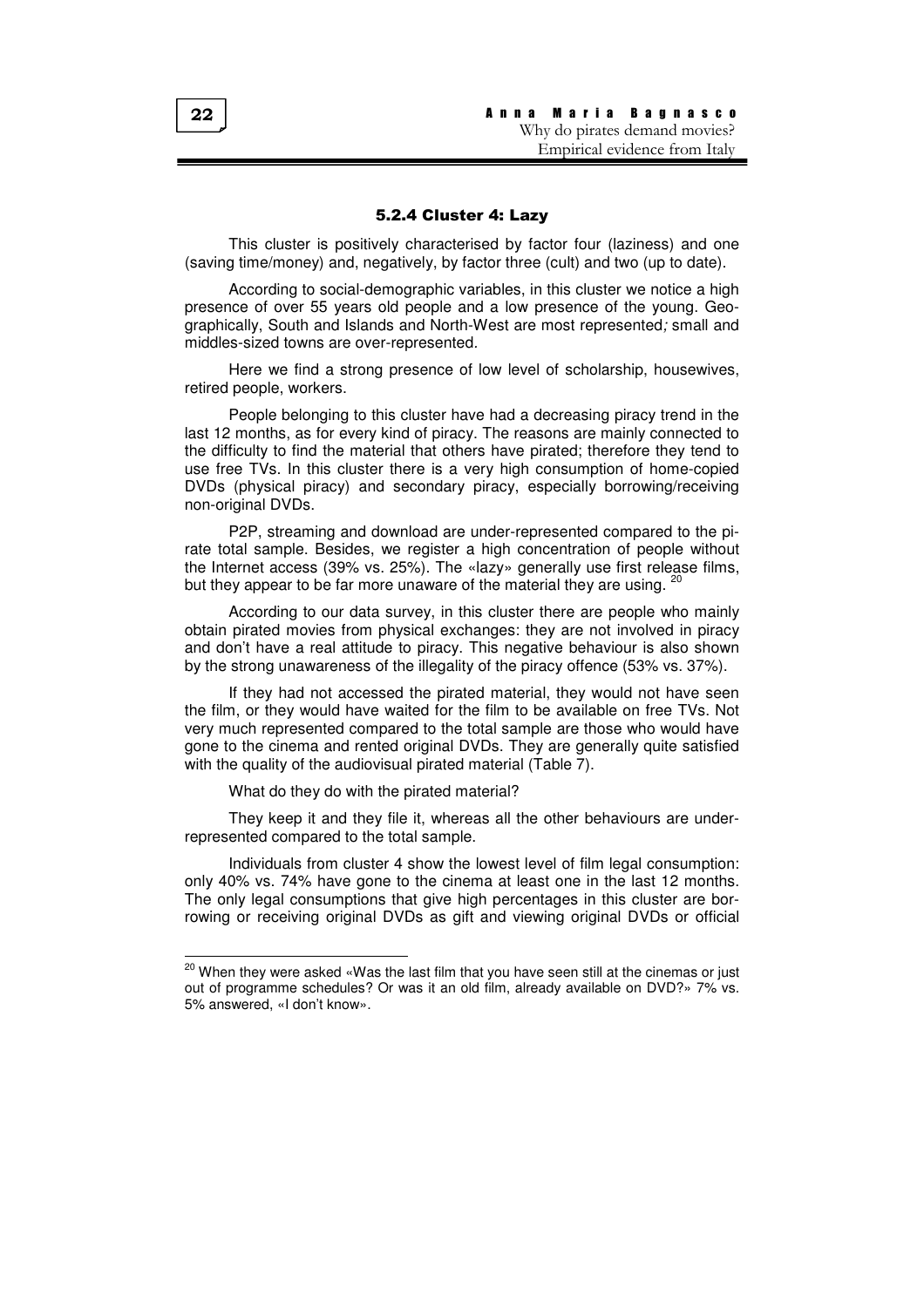### 5.2.4 Cluster 4: Lazy

This cluster is positively characterised by factor four (laziness) and one (saving time/money) and, negatively, by factor three (cult) and two (up to date).

According to social-demographic variables, in this cluster we notice a high presence of over 55 years old people and a low presence of the young. Geographically, South and Islands and North-West are most represented; small and middles-sized towns are over-represented.

Here we find a strong presence of low level of scholarship, housewives, retired people, workers.

People belonging to this cluster have had a decreasing piracy trend in the last 12 months, as for every kind of piracy. The reasons are mainly connected to the difficulty to find the material that others have pirated; therefore they tend to use free TVs. In this cluster there is a very high consumption of home-copied DVDs (physical piracy) and secondary piracy, especially borrowing/receiving non-original DVDs.

P2P, streaming and download are under-represented compared to the pirate total sample. Besides, we register a high concentration of people without the Internet access (39% vs. 25%). The «lazy» generally use first release films, but they appear to be far more unaware of the material they are using. [20]

According to our data survey, in this cluster there are people who mainly obtain pirated movies from physical exchanges: they are not involved in piracy and don't have a real attitude to piracy. This negative behaviour is also shown by the strong unawareness of the illegality of the piracy offence (53% vs. 37%).

If they had not accessed the pirated material, they would not have seen the film, or they would have waited for the film to be available on free TVs. Not very much represented compared to the total sample are those who would have gone to the cinema and rented original DVDs. They are generally quite satisfied with the quality of the audiovisual pirated material (Table 7).

What do they do with the pirated material?

They keep it and they file it, whereas all the other behaviours are under-represented compared to the total sample.

Individuals from cluster 4 show the lowest level of film legal consumption: only 40% vs. 74% have gone to the cinema at least one in the last 12 months. The only legal consumptions that give high percentages in this cluster are borrowing or receiving original DVDs as gift and viewing original DVDs or official

---

[20] When they were asked «Was the last film that you have seen still at the cinemas or just out of programme schedules? Or was it an old film, already available on DVD?» 7% vs. 5% answered, «I don't know».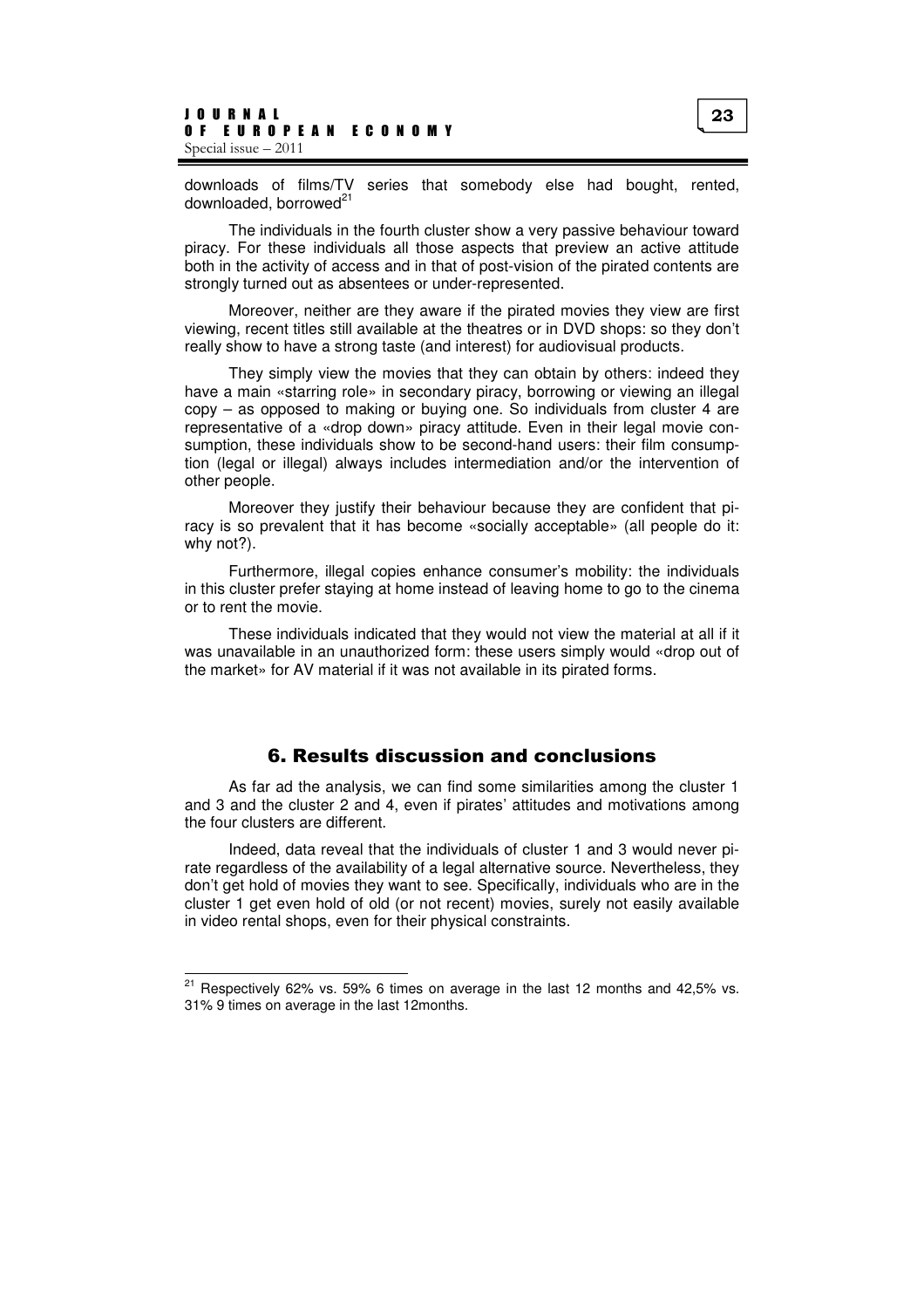downloads of films/TV series that somebody else had bought, rented, downloaded, borrowed[21]

The individuals in the fourth cluster show a very passive behaviour toward piracy. For these individuals all those aspects that preview an active attitude both in the activity of access and in that of post-vision of the pirated contents are strongly turned out as absentees or under-represented.

Moreover, neither are they aware if the pirated movies they view are first viewing, recent titles still available at the theatres or in DVD shops: so they don't really show to have a strong taste (and interest) for audiovisual products.

They simply view the movies that they can obtain by others: indeed they have a main «starring role» in secondary piracy, borrowing or viewing an illegal copy – as opposed to making or buying one. So individuals from cluster 4 are representative of a «drop down» piracy attitude. Even in their legal movie consumption, these individuals show to be second-hand users: their film consumption (legal or illegal) always includes intermediation and/or the intervention of other people.

Moreover they justify their behaviour because they are confident that piracy is so prevalent that it has become «socially acceptable» (all people do it: why not?).

Furthermore, illegal copies enhance consumer's mobility: the individuals in this cluster prefer staying at home instead of leaving home to go to the cinema or to rent the movie.

These individuals indicated that they would not view the material at all if it was unavailable in an unauthorized form: these users simply would «drop out of the market» for AV material if it was not available in its pirated forms.

## 6. Results discussion and conclusions

As far ad the analysis, we can find some similarities among the cluster 1 and 3 and the cluster 2 and 4, even if pirates' attitudes and motivations among the four clusters are different.

Indeed, data reveal that the individuals of cluster 1 and 3 would never pirate regardless of the availability of a legal alternative source. Nevertheless, they don't get hold of movies they want to see. Specifically, individuals who are in the cluster 1 get even hold of old (or not recent) movies, surely not easily available in video rental shops, even for their physical constraints.

---

[21] Respectively 62% vs. 59% 6 times on average in the last 12 months and 42,5% vs. 31% 9 times on average in the last 12months.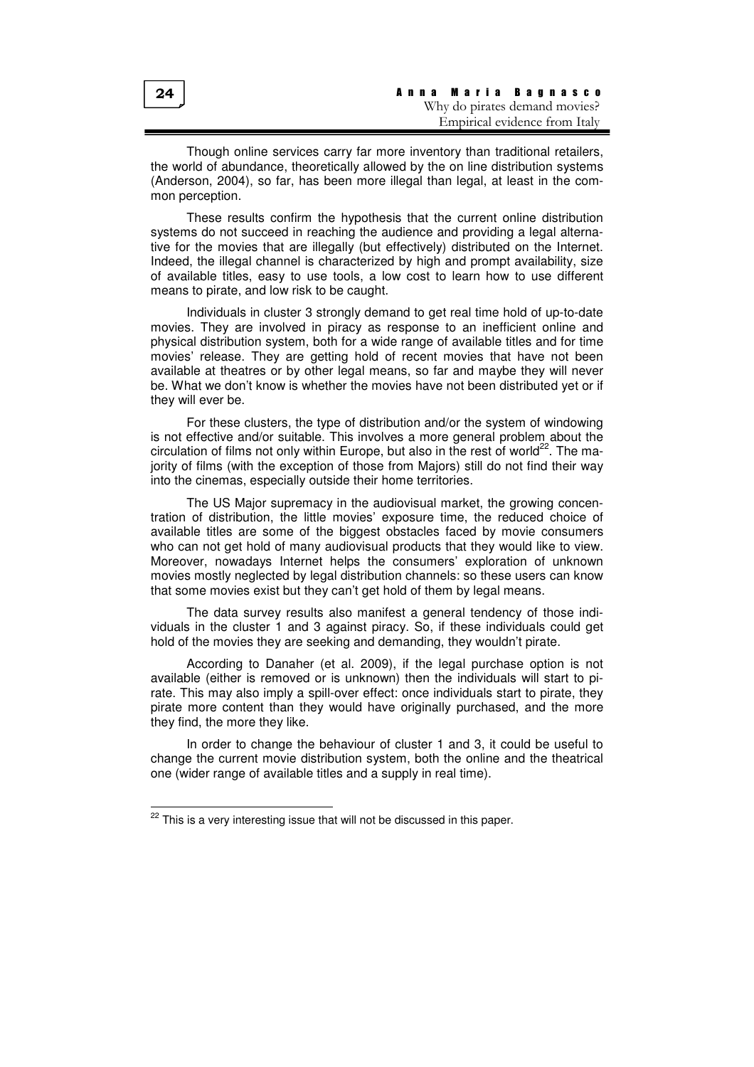Though online services carry far more inventory than traditional retailers, the world of abundance, theoretically allowed by the on line distribution systems (Anderson, 2004), so far, has been more illegal than legal, at least in the common perception.

These results confirm the hypothesis that the current online distribution systems do not succeed in reaching the audience and providing a legal alternative for the movies that are illegally (but effectively) distributed on the Internet. Indeed, the illegal channel is characterized by high and prompt availability, size of available titles, easy to use tools, a low cost to learn how to use different means to pirate, and low risk to be caught.

Individuals in cluster 3 strongly demand to get real time hold of up-to-date movies. They are involved in piracy as response to an inefficient online and physical distribution system, both for a wide range of available titles and for time movies' release. They are getting hold of recent movies that have not been available at theatres or by other legal means, so far and maybe they will never be. What we don't know is whether the movies have not been distributed yet or if they will ever be.

For these clusters, the type of distribution and/or the system of windowing is not effective and/or suitable. This involves a more general problem about the circulation of films not only within Europe, but also in the rest of world[22]. The majority of films (with the exception of those from Majors) still do not find their way into the cinemas, especially outside their home territories.

The US Major supremacy in the audiovisual market, the growing concentration of distribution, the little movies' exposure time, the reduced choice of available titles are some of the biggest obstacles faced by movie consumers who can not get hold of many audiovisual products that they would like to view. Moreover, nowadays Internet helps the consumers' exploration of unknown movies mostly neglected by legal distribution channels: so these users can know that some movies exist but they can't get hold of them by legal means.

The data survey results also manifest a general tendency of those individuals in the cluster 1 and 3 against piracy. So, if these individuals could get hold of the movies they are seeking and demanding, they wouldn't pirate.

According to Danaher (et al. 2009), if the legal purchase option is not available (either is removed or is unknown) then the individuals will start to pirate. This may also imply a spill-over effect: once individuals start to pirate, they pirate more content than they would have originally purchased, and the more they find, the more they like.

In order to change the behaviour of cluster 1 and 3, it could be useful to change the current movie distribution system, both the online and the theatrical one (wider range of available titles and a supply in real time).

[22] This is a very interesting issue that will not be discussed in this paper.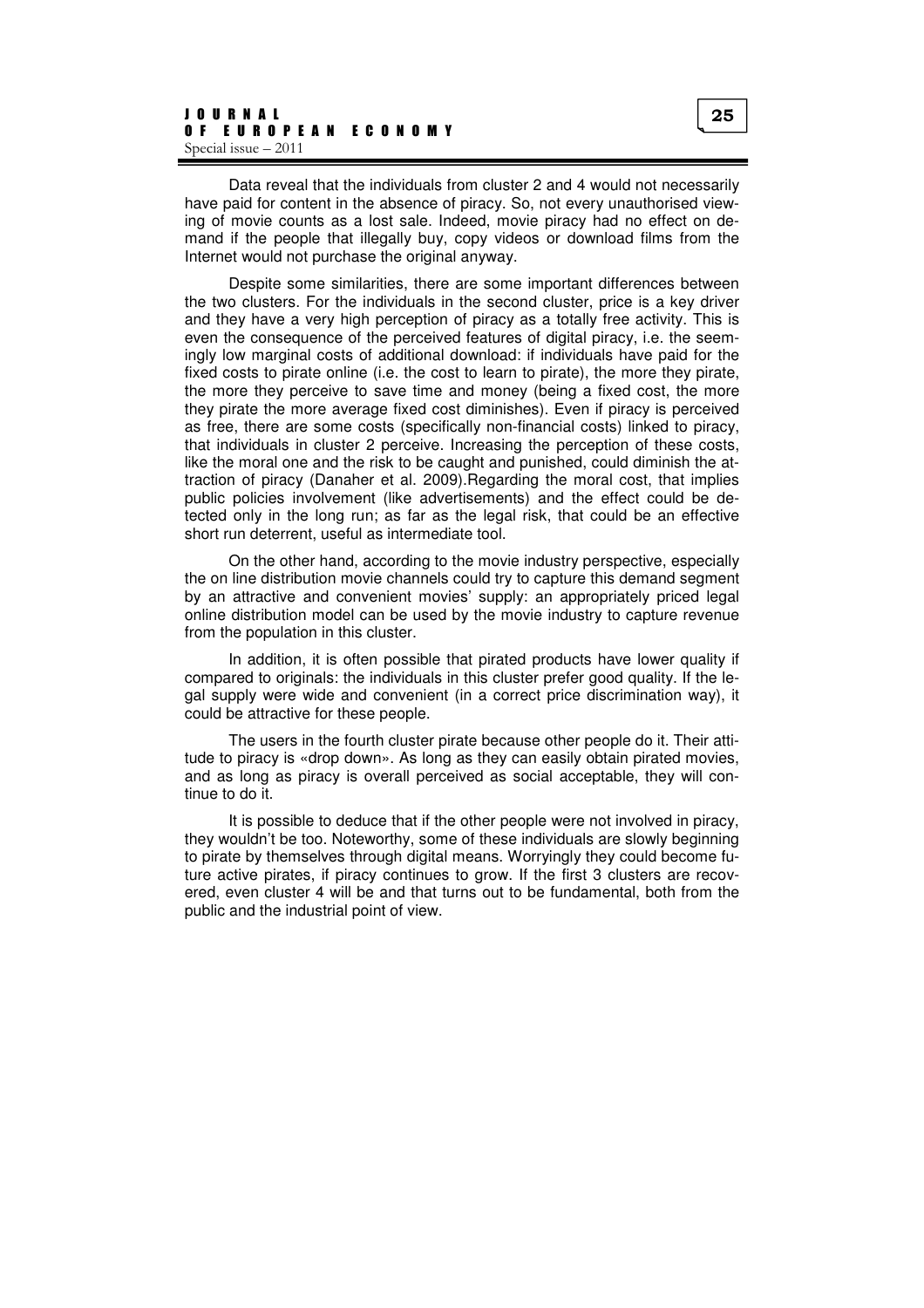Data reveal that the individuals from cluster 2 and 4 would not necessarily have paid for content in the absence of piracy. So, not every unauthorised viewing of movie counts as a lost sale. Indeed, movie piracy had no effect on demand if the people that illegally buy, copy videos or download films from the Internet would not purchase the original anyway.

Despite some similarities, there are some important differences between the two clusters. For the individuals in the second cluster, price is a key driver and they have a very high perception of piracy as a totally free activity. This is even the consequence of the perceived features of digital piracy, i.e. the seemingly low marginal costs of additional download: if individuals have paid for the fixed costs to pirate online (i.e. the cost to learn to pirate), the more they pirate, the more they perceive to save time and money (being a fixed cost, the more they pirate the more average fixed cost diminishes). Even if piracy is perceived as free, there are some costs (specifically non-financial costs) linked to piracy, that individuals in cluster 2 perceive. Increasing the perception of these costs, like the moral one and the risk to be caught and punished, could diminish the attraction of piracy (Danaher et al. 2009).Regarding the moral cost, that implies public policies involvement (like advertisements) and the effect could be detected only in the long run; as far as the legal risk, that could be an effective short run deterrent, useful as intermediate tool.

On the other hand, according to the movie industry perspective, especially the on line distribution movie channels could try to capture this demand segment by an attractive and convenient movies' supply: an appropriately priced legal online distribution model can be used by the movie industry to capture revenue from the population in this cluster.

In addition, it is often possible that pirated products have lower quality if compared to originals: the individuals in this cluster prefer good quality. If the legal supply were wide and convenient (in a correct price discrimination way), it could be attractive for these people.

The users in the fourth cluster pirate because other people do it. Their attitude to piracy is «drop down». As long as they can easily obtain pirated movies, and as long as piracy is overall perceived as social acceptable, they will continue to do it.

It is possible to deduce that if the other people were not involved in piracy, they wouldn't be too. Noteworthy, some of these individuals are slowly beginning to pirate by themselves through digital means. Worryingly they could become future active pirates, if piracy continues to grow. If the first 3 clusters are recovered, even cluster 4 will be and that turns out to be fundamental, both from the public and the industrial point of view.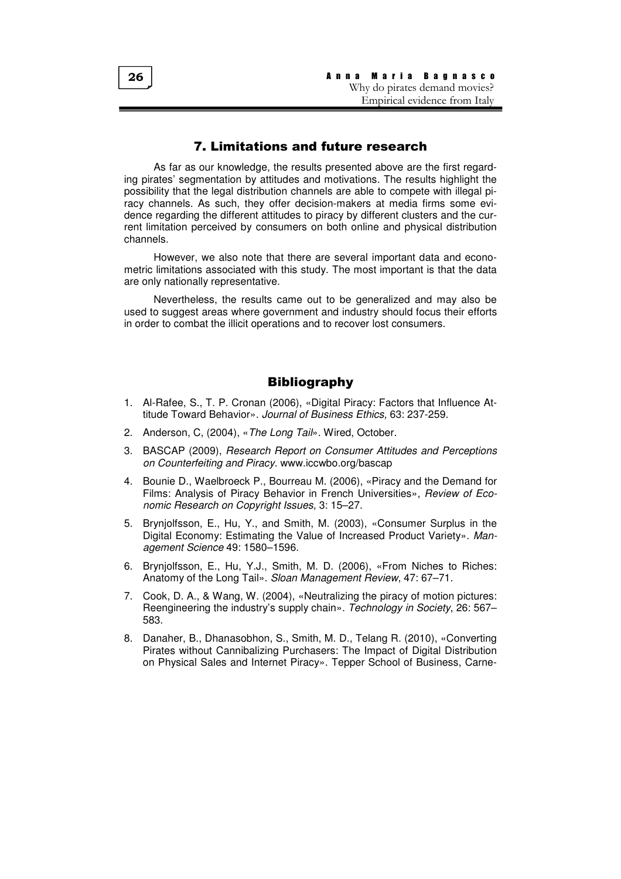## 7. Limitations and future research

As far as our knowledge, the results presented above are the first regarding pirates' segmentation by attitudes and motivations. The results highlight the possibility that the legal distribution channels are able to compete with illegal piracy channels. As such, they offer decision-makers at media firms some evidence regarding the different attitudes to piracy by different clusters and the current limitation perceived by consumers on both online and physical distribution channels.

However, we also note that there are several important data and econometric limitations associated with this study. The most important is that the data are only nationally representative.

Nevertheless, the results came out to be generalized and may also be used to suggest areas where government and industry should focus their efforts in order to combat the illicit operations and to recover lost consumers.

## Bibliography

1. Al-Rafee, S., T. P. Cronan (2006), «Digital Piracy: Factors that Influence Attitude Toward Behavior». *Journal of Business Ethics,* 63: 237-259.
2. Anderson, C, (2004), «*The Long Tail*». Wired, October.
3. BASCAP (2009), *Research Report on Consumer Attitudes and Perceptions on Counterfeiting and Piracy*. www.iccwbo.org/bascap
4. Bounie D., Waelbroeck P., Bourreau M. (2006), «Piracy and the Demand for Films: Analysis of Piracy Behavior in French Universities», *Review of Economic Research on Copyright Issues,* 3: 15–27.
5. Brynjolfsson, E., Hu, Y., and Smith, M. (2003), «Consumer Surplus in the Digital Economy: Estimating the Value of Increased Product Variety». *Management Science* 49: 1580–1596.
6. Brynjolfsson, E., Hu, Y.J., Smith, M. D. (2006), «From Niches to Riches: Anatomy of the Long Tail». *Sloan Management Review*, 47: 67–71.
7. Cook, D. A., & Wang, W. (2004), «Neutralizing the piracy of motion pictures: Reengineering the industry's supply chain». *Technology in Society*, 26: 567–583.
8. Danaher, B., Dhanasobhon, S., Smith, M. D., Telang R. (2010), «Converting Pirates without Cannibalizing Purchasers: The Impact of Digital Distribution on Physical Sales and Internet Piracy». Tepper School of Business, Carne-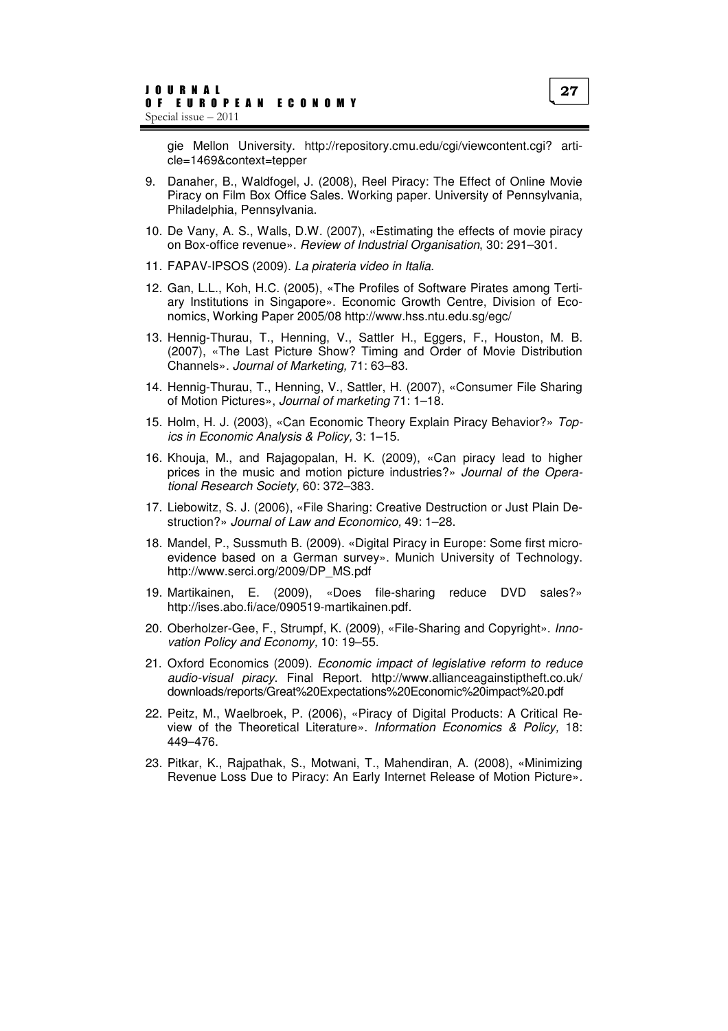gie Mellon University. http://repository.cmu.edu/cgi/viewcontent.cgi? article=1469&context=tepper

9. Danaher, B., Waldfogel, J. (2008), Reel Piracy: The Effect of Online Movie Piracy on Film Box Office Sales. Working paper. University of Pennsylvania, Philadelphia, Pennsylvania.
10. De Vany, A. S., Walls, D.W. (2007), «Estimating the effects of movie piracy on Box-office revenue». *Review of Industrial Organisation*, 30: 291–301.
11. FAPAV-IPSOS (2009). *La pirateria video in Italia.*
12. Gan, L.L., Koh, H.C. (2005), «The Profiles of Software Pirates among Tertiary Institutions in Singapore». Economic Growth Centre, Division of Economics, Working Paper 2005/08 http://www.hss.ntu.edu.sg/egc/
13. Hennig-Thurau, T., Henning, V., Sattler H., Eggers, F., Houston, M. B. (2007), «The Last Picture Show? Timing and Order of Movie Distribution Channels». *Journal of Marketing,* 71: 63–83.
14. Hennig-Thurau, T., Henning, V., Sattler, H. (2007), «Consumer File Sharing of Motion Pictures», *Journal of marketing* 71: 1–18.
15. Holm, H. J. (2003), «Can Economic Theory Explain Piracy Behavior?» *Topics in Economic Analysis & Policy,* 3: 1–15.
16. Khouja, M., and Rajagopalan, H. K. (2009), «Can piracy lead to higher prices in the music and motion picture industries?» *Journal of the Operational Research Society,* 60: 372–383.
17. Liebowitz, S. J. (2006), «File Sharing: Creative Destruction or Just Plain Destruction?» *Journal of Law and Economico,* 49: 1–28.
18. Mandel, P., Sussmuth B. (2009). «Digital Piracy in Europe: Some first micro-evidence based on a German survey». Munich University of Technology. http://www.serci.org/2009/DP_MS.pdf
19. Martikainen, E. (2009), «Does file-sharing reduce DVD sales?» http://ises.abo.fi/ace/090519-martikainen.pdf.
20. Oberholzer-Gee, F., Strumpf, K. (2009), «File-Sharing and Copyright». *Innovation Policy and Economy,* 10: 19–55.
21. Oxford Economics (2009). *Economic impact of legislative reform to reduce audio-visual piracy.* Final Report. http://www.allianceagainstiptheft.co.uk/downloads/reports/Great%20Expectations%20Economic%20impact%20.pdf
22. Peitz, M., Waelbroek, P. (2006), «Piracy of Digital Products: A Critical Review of the Theoretical Literature». *Information Economics & Policy,* 18: 449–476.
23. Pitkar, K., Rajpathak, S., Motwani, T., Mahendiran, A. (2008), «Minimizing Revenue Loss Due to Piracy: An Early Internet Release of Motion Picture».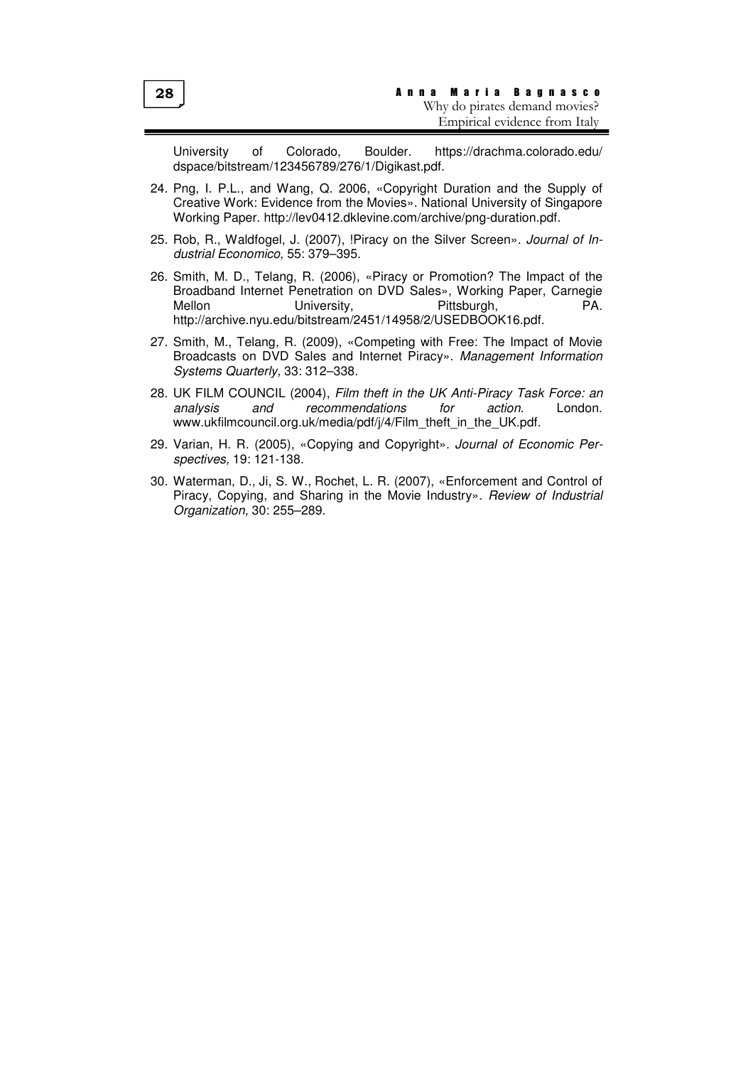University of Colorado, Boulder. https://drachma.colorado.edu/dspace/bitstream/123456789/276/1/Digikast.pdf.

24. Png, I. P.L., and Wang, Q. 2006, «Copyright Duration and the Supply of Creative Work: Evidence from the Movies». National University of Singapore Working Paper. http://lev0412.dklevine.com/archive/png-duration.pdf.

25. Rob, R., Waldfogel, J. (2007), !Piracy on the Silver Screen». *Journal of Industrial Economico,* 55: 379–395.

26. Smith, M. D., Telang, R. (2006), «Piracy or Promotion? The Impact of the Broadband Internet Penetration on DVD Sales», Working Paper, Carnegie Mellon University, Pittsburgh, PA. http://archive.nyu.edu/bitstream/2451/14958/2/USEDBOOK16.pdf.

27. Smith, M., Telang, R. (2009), «Competing with Free: The Impact of Movie Broadcasts on DVD Sales and Internet Piracy». *Management Information Systems Quarterly,* 33: 312–338.

28. UK FILM COUNCIL (2004), *Film theft in the UK Anti-Piracy Task Force: an analysis and recommendations for action*. London. www.ukfilmcouncil.org.uk/media/pdf/j/4/Film_theft_in_the_UK.pdf.

29. Varian, H. R. (2005), «Copying and Copyright». *Journal of Economic Perspectives,* 19: 121-138.

30. Waterman, D., Ji, S. W., Rochet, L. R. (2007), «Enforcement and Control of Piracy, Copying, and Sharing in the Movie Industry». *Review of Industrial Organization,* 30: 255–289.